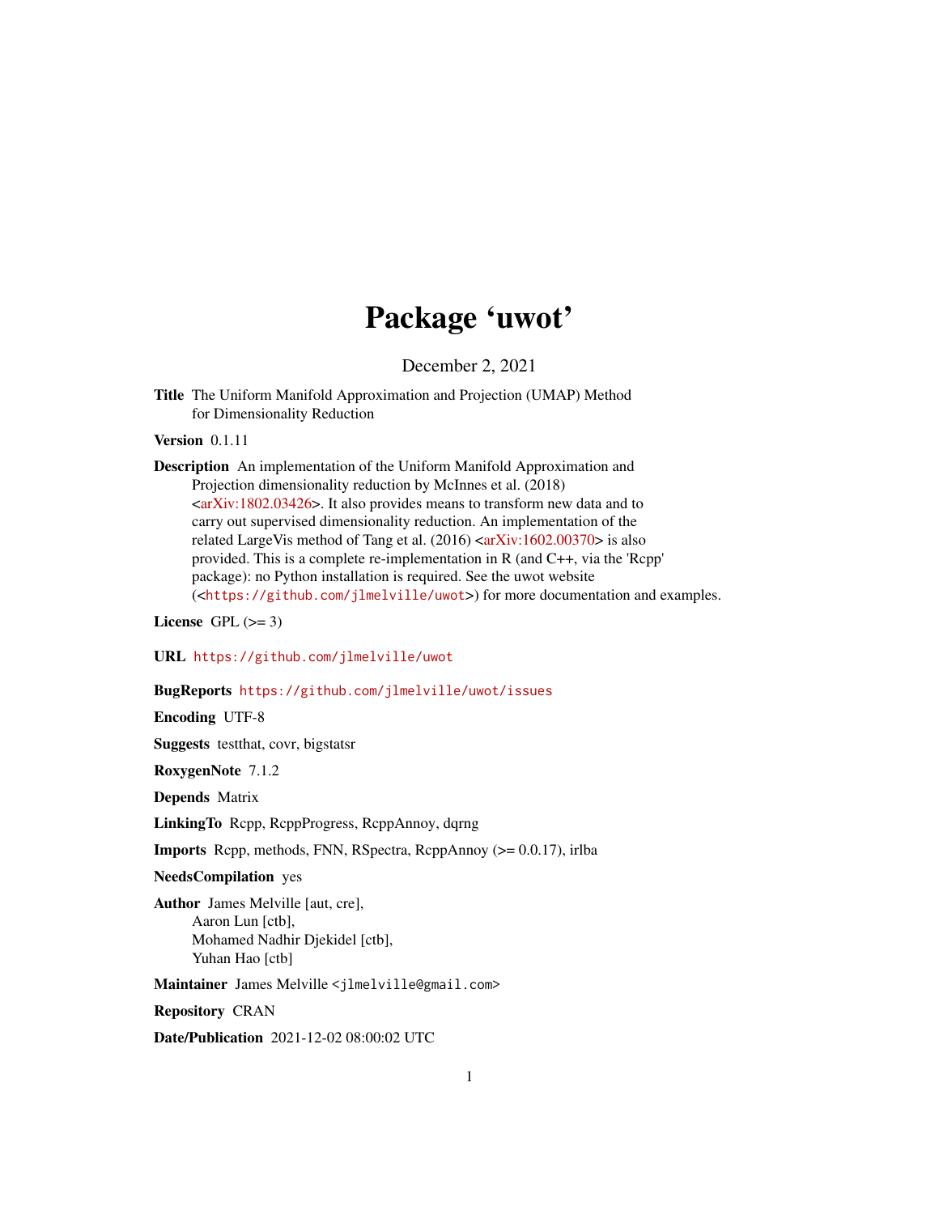# Package 'uwot'

December 2, 2021

**Title** The Uniform Manifold Approximation and Projection (UMAP) Method for Dimensionality Reduction

**Version** 0.1.11

**Description** An implementation of the Uniform Manifold Approximation and Projection dimensionality reduction by McInnes et al. (2018) <arXiv:1802.03426>. It also provides means to transform new data and to carry out supervised dimensionality reduction. An implementation of the related LargeVis method of Tang et al. (2016) <arXiv:1602.00370> is also provided. This is a complete re-implementation in R (and C++, via the 'Rcpp' package): no Python installation is required. See the uwot website (<https://github.com/jlmelville/uwot>) for more documentation and examples.

**License** GPL (>= 3)

**URL** https://github.com/jlmelville/uwot

**BugReports** https://github.com/jlmelville/uwot/issues

**Encoding** UTF-8

**Suggests** testthat, covr, bigstatsr

**RoxygenNote** 7.1.2

**Depends** Matrix

**LinkingTo** Rcpp, RcppProgress, RcppAnnoy, dqrng

**Imports** Rcpp, methods, FNN, RSpectra, RcppAnnoy (>= 0.0.17), irlba

**NeedsCompilation** yes

**Author** James Melville [aut, cre],
Aaron Lun [ctb],
Mohamed Nadhir Djekidel [ctb],
Yuhan Hao [ctb]

**Maintainer** James Melville <jlmelville@gmail.com>

**Repository** CRAN

**Date/Publication** 2021-12-02 08:00:02 UTC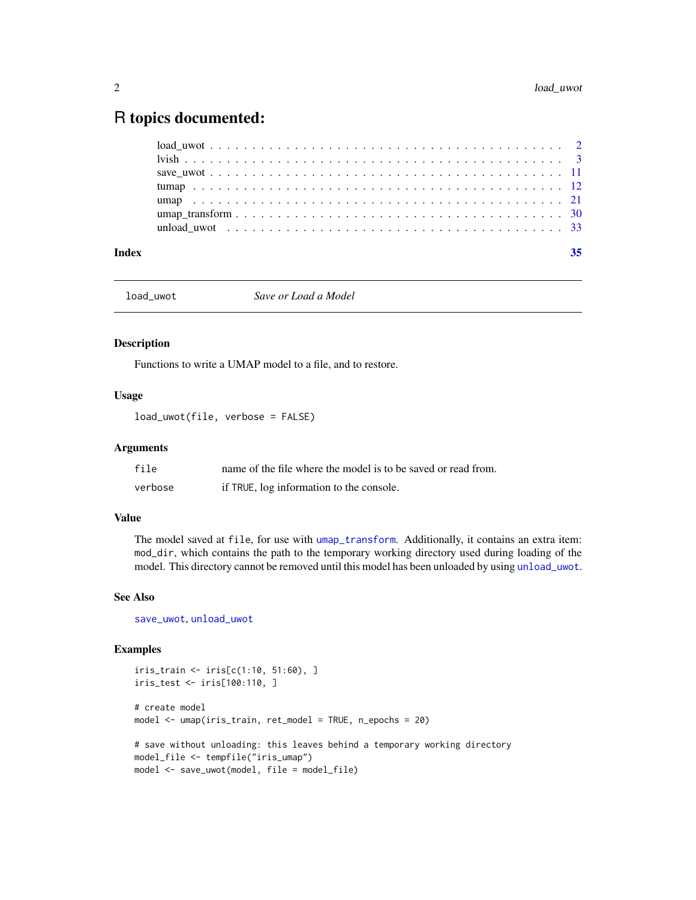# R topics documented:

| | |
|---|---|
| load_uwot | 2 |
| lvish | 3 |
| save_uwot | 11 |
| tumap | 12 |
| umap | 21 |
| umap_transform | 30 |
| unload_uwot | 33 |
| **Index** | **35** |

---

load_uwot *Save or Load a Model*

---

## Description

Functions to write a UMAP model to a file, and to restore.

## Usage

```
load_uwot(file, verbose = FALSE)
```

## Arguments

| | |
|---|---|
| file | name of the file where the model is to be saved or read from. |
| verbose | if TRUE, log information to the console. |

## Value

The model saved at file, for use with umap_transform. Additionally, it contains an extra item: mod_dir, which contains the path to the temporary working directory used during loading of the model. This directory cannot be removed until this model has been unloaded by using unload_uwot.

## See Also

save_uwot, unload_uwot

## Examples

```
iris_train <- iris[c(1:10, 51:60), ]
iris_test <- iris[100:110, ]

# create model
model <- umap(iris_train, ret_model = TRUE, n_epochs = 20)

# save without unloading: this leaves behind a temporary working directory
model_file <- tempfile("iris_umap")
model <- save_uwot(model, file = model_file)
```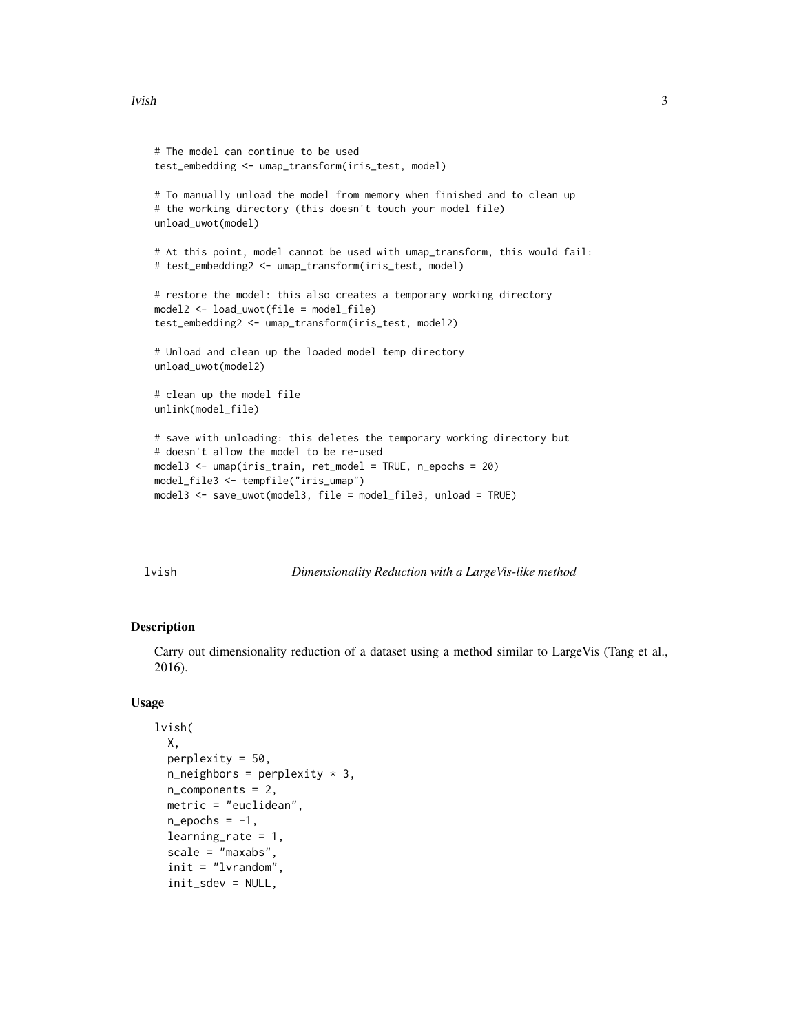```
# The model can continue to be used
test_embedding <- umap_transform(iris_test, model)

# To manually unload the model from memory when finished and to clean up
# the working directory (this doesn't touch your model file)
unload_uwot(model)

# At this point, model cannot be used with umap_transform, this would fail:
# test_embedding2 <- umap_transform(iris_test, model)

# restore the model: this also creates a temporary working directory
model2 <- load_uwot(file = model_file)
test_embedding2 <- umap_transform(iris_test, model2)

# Unload and clean up the loaded model temp directory
unload_uwot(model2)

# clean up the model file
unlink(model_file)

# save with unloading: this deletes the temporary working directory but
# doesn't allow the model to be re-used
model3 <- umap(iris_train, ret_model = TRUE, n_epochs = 20)
model_file3 <- tempfile("iris_umap")
model3 <- save_uwot(model3, file = model_file3, unload = TRUE)
```

## lvish — *Dimensionality Reduction with a LargeVis-like method*

### Description

Carry out dimensionality reduction of a dataset using a method similar to LargeVis (Tang et al., 2016).

### Usage

```
lvish(
  X,
  perplexity = 50,
  n_neighbors = perplexity * 3,
  n_components = 2,
  metric = "euclidean",
  n_epochs = -1,
  learning_rate = 1,
  scale = "maxabs",
  init = "lvrandom",
  init_sdev = NULL,
```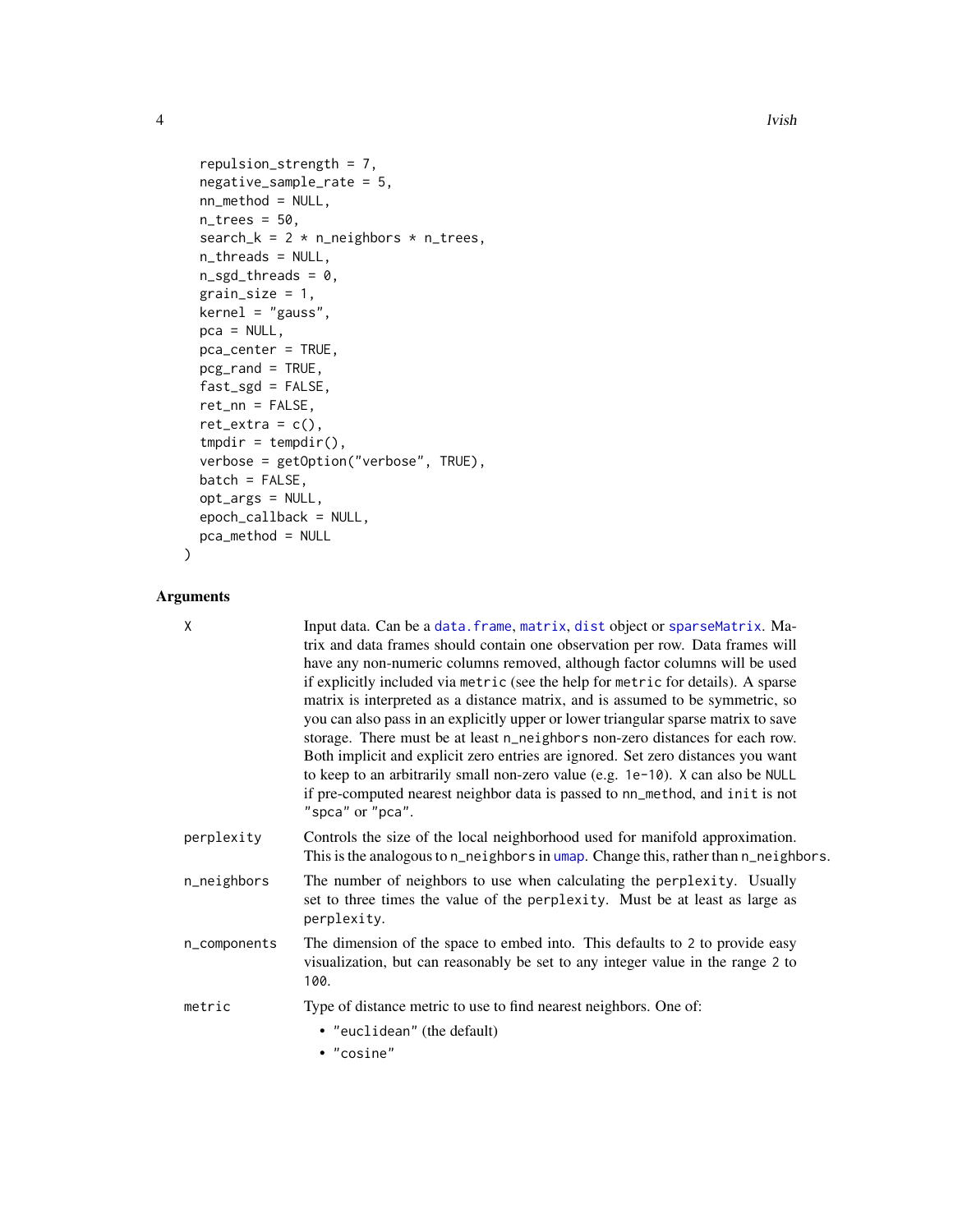```
  repulsion_strength = 7,
  negative_sample_rate = 5,
  nn_method = NULL,
  n_trees = 50,
  search_k = 2 * n_neighbors * n_trees,
  n_threads = NULL,
  n_sgd_threads = 0,
  grain_size = 1,
  kernel = "gauss",
  pca = NULL,
  pca_center = TRUE,
  pcg_rand = TRUE,
  fast_sgd = FALSE,
  ret_nn = FALSE,
  ret_extra = c(),
  tmpdir = tempdir(),
  verbose = getOption("verbose", TRUE),
  batch = FALSE,
  opt_args = NULL,
  epoch_callback = NULL,
  pca_method = NULL
)
```

## Arguments

**X**
: Input data. Can be a `data.frame`, `matrix`, `dist` object or `sparseMatrix`. Matrix and data frames should contain one observation per row. Data frames will have any non-numeric columns removed, although factor columns will be used if explicitly included via `metric` (see the help for `metric` for details). A sparse matrix is interpreted as a distance matrix, and is assumed to be symmetric, so you can also pass in an explicitly upper or lower triangular sparse matrix to save storage. There must be at least `n_neighbors` non-zero distances for each row. Both implicit and explicit zero entries are ignored. Set zero distances you want to keep to an arbitrarily small non-zero value (e.g. `1e-10`). `X` can also be `NULL` if pre-computed nearest neighbor data is passed to `nn_method`, and `init` is not `"spca"` or `"pca"`.

**perplexity**
: Controls the size of the local neighborhood used for manifold approximation. This is the analogous to `n_neighbors` in `umap`. Change this, rather than `n_neighbors`.

**n_neighbors**
: The number of neighbors to use when calculating the `perplexity`. Usually set to three times the value of the `perplexity`. Must be at least as large as `perplexity`.

**n_components**
: The dimension of the space to embed into. This defaults to `2` to provide easy visualization, but can reasonably be set to any integer value in the range `2` to `100`.

**metric**
: Type of distance metric to use to find nearest neighbors. One of:

- `"euclidean"` (the default)
- `"cosine"`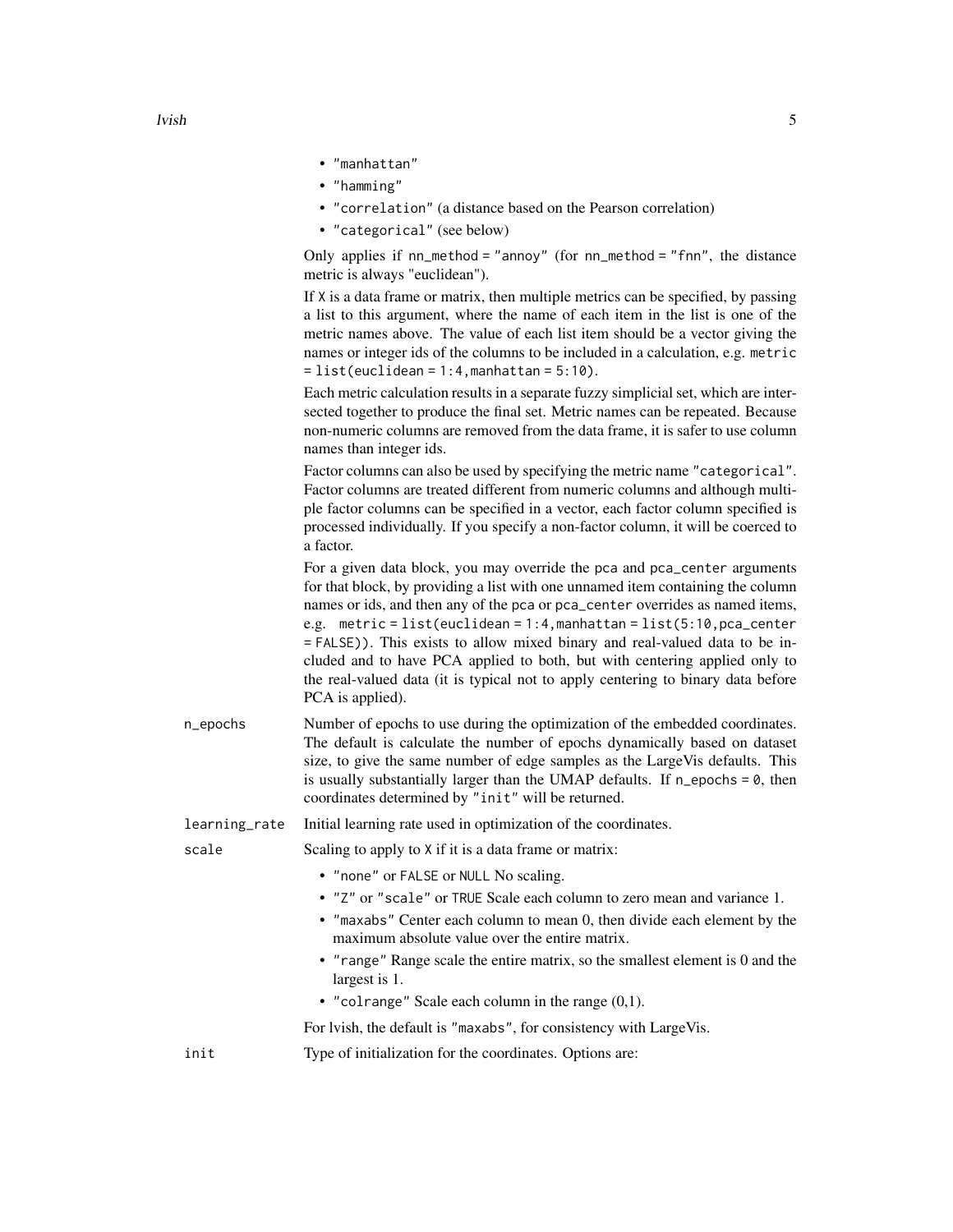- "manhattan"
- "hamming"
- "correlation" (a distance based on the Pearson correlation)
- "categorical" (see below)

Only applies if nn_method = "annoy" (for nn_method = "fnn", the distance metric is always "euclidean").

If X is a data frame or matrix, then multiple metrics can be specified, by passing a list to this argument, where the name of each item in the list is one of the metric names above. The value of each list item should be a vector giving the names or integer ids of the columns to be included in a calculation, e.g. metric = list(euclidean = 1:4, manhattan = 5:10).

Each metric calculation results in a separate fuzzy simplicial set, which are intersected together to produce the final set. Metric names can be repeated. Because non-numeric columns are removed from the data frame, it is safer to use column names than integer ids.

Factor columns can also be used by specifying the metric name "categorical". Factor columns are treated different from numeric columns and although multiple factor columns can be specified in a vector, each factor column specified is processed individually. If you specify a non-factor column, it will be coerced to a factor.

For a given data block, you may override the pca and pca_center arguments for that block, by providing a list with one unnamed item containing the column names or ids, and then any of the pca or pca_center overrides as named items, e.g. metric = list(euclidean = 1:4, manhattan = list(5:10, pca_center = FALSE)). This exists to allow mixed binary and real-valued data to be included and to have PCA applied to both, but with centering applied only to the real-valued data (it is typical not to apply centering to binary data before PCA is applied).

n_epochs
: Number of epochs to use during the optimization of the embedded coordinates. The default is calculate the number of epochs dynamically based on dataset size, to give the same number of edge samples as the LargeVis defaults. This is usually substantially larger than the UMAP defaults. If n_epochs = 0, then coordinates determined by "init" will be returned.

learning_rate
: Initial learning rate used in optimization of the coordinates.

scale
: Scaling to apply to X if it is a data frame or matrix:

- "none" or FALSE or NULL No scaling.
- "Z" or "scale" or TRUE Scale each column to zero mean and variance 1.
- "maxabs" Center each column to mean 0, then divide each element by the maximum absolute value over the entire matrix.
- "range" Range scale the entire matrix, so the smallest element is 0 and the largest is 1.
- "colrange" Scale each column in the range (0,1).

For lvish, the default is "maxabs", for consistency with LargeVis.

init
: Type of initialization for the coordinates. Options are: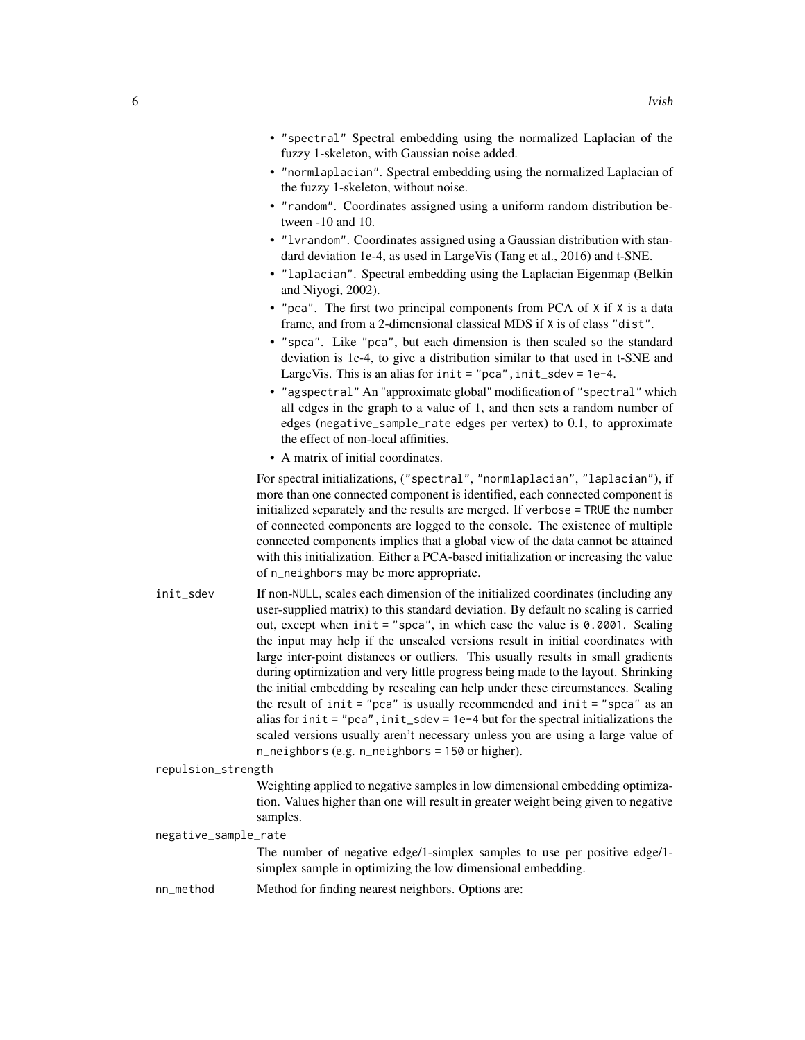- "spectral" Spectral embedding using the normalized Laplacian of the fuzzy 1-skeleton, with Gaussian noise added.
- "normlaplacian". Spectral embedding using the normalized Laplacian of the fuzzy 1-skeleton, without noise.
- "random". Coordinates assigned using a uniform random distribution between -10 and 10.
- "lvrandom". Coordinates assigned using a Gaussian distribution with standard deviation 1e-4, as used in LargeVis (Tang et al., 2016) and t-SNE.
- "laplacian". Spectral embedding using the Laplacian Eigenmap (Belkin and Niyogi, 2002).
- "pca". The first two principal components from PCA of `X` if `X` is a data frame, and from a 2-dimensional classical MDS if `X` is of class "dist".
- "spca". Like "pca", but each dimension is then scaled so the standard deviation is 1e-4, to give a distribution similar to that used in t-SNE and LargeVis. This is an alias for `init = "pca", init_sdev = 1e-4`.
- "agspectral" An "approximate global" modification of "spectral" which all edges in the graph to a value of 1, and then sets a random number of edges (`negative_sample_rate` edges per vertex) to 0.1, to approximate the effect of non-local affinities.
- A matrix of initial coordinates.

For spectral initializations, ("spectral", "normlaplacian", "laplacian"), if more than one connected component is identified, each connected component is initialized separately and the results are merged. If `verbose = TRUE` the number of connected components are logged to the console. The existence of multiple connected components implies that a global view of the data cannot be attained with this initialization. Either a PCA-based initialization or increasing the value of `n_neighbors` may be more appropriate.

`init_sdev`
: If non-`NULL`, scales each dimension of the initialized coordinates (including any user-supplied matrix) to this standard deviation. By default no scaling is carried out, except when `init = "spca"`, in which case the value is `0.0001`. Scaling the input may help if the unscaled versions result in initial coordinates with large inter-point distances or outliers. This usually results in small gradients during optimization and very little progress being made to the layout. Shrinking the initial embedding by rescaling can help under these circumstances. Scaling the result of `init = "pca"` is usually recommended and `init = "spca"` as an alias for `init = "pca", init_sdev = 1e-4` but for the spectral initializations the scaled versions usually aren't necessary unless you are using a large value of `n_neighbors` (e.g. `n_neighbors = 150` or higher).

`repulsion_strength`
: Weighting applied to negative samples in low dimensional embedding optimization. Values higher than one will result in greater weight being given to negative samples.

`negative_sample_rate`
: The number of negative edge/1-simplex samples to use per positive edge/1-simplex sample in optimizing the low dimensional embedding.

`nn_method`
: Method for finding nearest neighbors. Options are: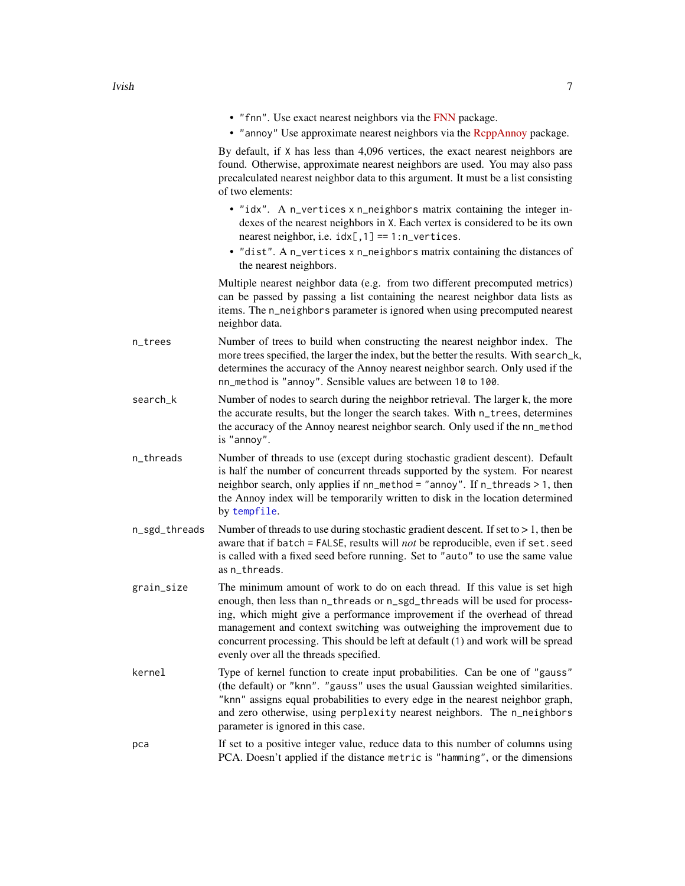- "fnn". Use exact nearest neighbors via the FNN package.
- "annoy" Use approximate nearest neighbors via the RcppAnnoy package.

By default, if X has less than 4,096 vertices, the exact nearest neighbors are found. Otherwise, approximate nearest neighbors are used. You may also pass precalculated nearest neighbor data to this argument. It must be a list consisting of two elements:

- "idx". A n_vertices x n_neighbors matrix containing the integer indexes of the nearest neighbors in X. Each vertex is considered to be its own nearest neighbor, i.e. idx[,1] == 1:n_vertices.
- "dist". A n_vertices x n_neighbors matrix containing the distances of the nearest neighbors.

Multiple nearest neighbor data (e.g. from two different precomputed metrics) can be passed by passing a list containing the nearest neighbor data lists as items. The n_neighbors parameter is ignored when using precomputed nearest neighbor data.

n_trees
: Number of trees to build when constructing the nearest neighbor index. The more trees specified, the larger the index, but the better the results. With search_k, determines the accuracy of the Annoy nearest neighbor search. Only used if the nn_method is "annoy". Sensible values are between 10 to 100.

search_k
: Number of nodes to search during the neighbor retrieval. The larger k, the more the accurate results, but the longer the search takes. With n_trees, determines the accuracy of the Annoy nearest neighbor search. Only used if the nn_method is "annoy".

n_threads
: Number of threads to use (except during stochastic gradient descent). Default is half the number of concurrent threads supported by the system. For nearest neighbor search, only applies if nn_method = "annoy". If n_threads > 1, then the Annoy index will be temporarily written to disk in the location determined by tempfile.

n_sgd_threads
: Number of threads to use during stochastic gradient descent. If set to > 1, then be aware that if batch = FALSE, results will *not* be reproducible, even if set.seed is called with a fixed seed before running. Set to "auto" to use the same value as n_threads.

grain_size
: The minimum amount of work to do on each thread. If this value is set high enough, then less than n_threads or n_sgd_threads will be used for processing, which might give a performance improvement if the overhead of thread management and context switching was outweighing the improvement due to concurrent processing. This should be left at default (1) and work will be spread evenly over all the threads specified.

kernel
: Type of kernel function to create input probabilities. Can be one of "gauss" (the default) or "knn". "gauss" uses the usual Gaussian weighted similarities. "knn" assigns equal probabilities to every edge in the nearest neighbor graph, and zero otherwise, using perplexity nearest neighbors. The n_neighbors parameter is ignored in this case.

pca
: If set to a positive integer value, reduce data to this number of columns using PCA. Doesn't applied if the distance metric is "hamming", or the dimensions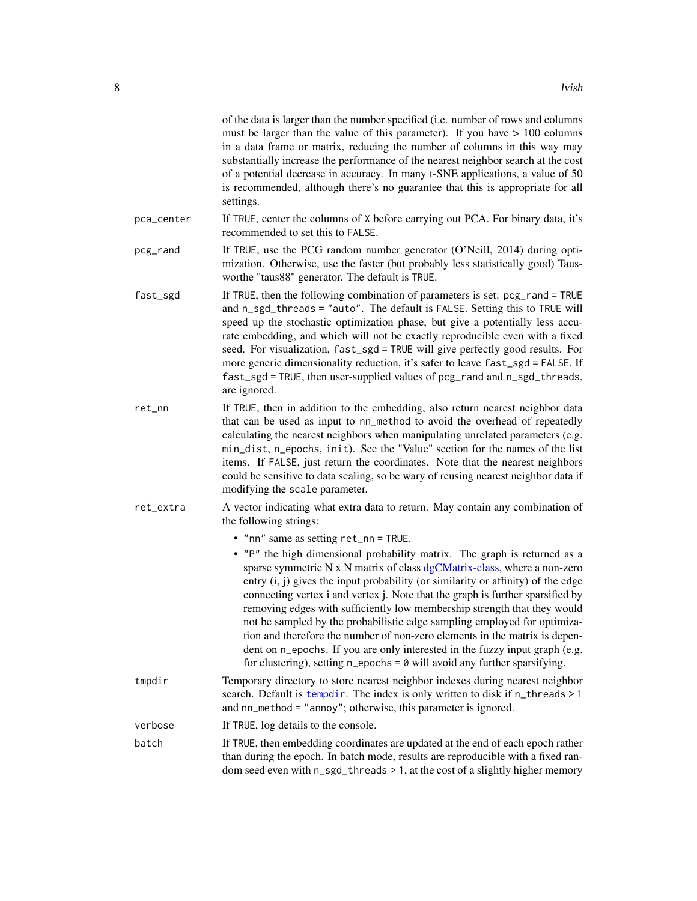of the data is larger than the number specified (i.e. number of rows and columns must be larger than the value of this parameter). If you have > 100 columns in a data frame or matrix, reducing the number of columns in this way may substantially increase the performance of the nearest neighbor search at the cost of a potential decrease in accuracy. In many t-SNE applications, a value of 50 is recommended, although there's no guarantee that this is appropriate for all settings.

`pca_center`
: If `TRUE`, center the columns of `X` before carrying out PCA. For binary data, it's recommended to set this to `FALSE`.

`pcg_rand`
: If `TRUE`, use the PCG random number generator (O'Neill, 2014) during optimization. Otherwise, use the faster (but probably less statistically good) Tausworthe "taus88" generator. The default is `TRUE`.

`fast_sgd`
: If `TRUE`, then the following combination of parameters is set: `pcg_rand = TRUE` and `n_sgd_threads = "auto"`. The default is `FALSE`. Setting this to `TRUE` will speed up the stochastic optimization phase, but give a potentially less accurate embedding, and which will not be exactly reproducible even with a fixed seed. For visualization, `fast_sgd = TRUE` will give perfectly good results. For more generic dimensionality reduction, it's safer to leave `fast_sgd = FALSE`. If `fast_sgd = TRUE`, then user-supplied values of `pcg_rand` and `n_sgd_threads`, are ignored.

`ret_nn`
: If `TRUE`, then in addition to the embedding, also return nearest neighbor data that can be used as input to `nn_method` to avoid the overhead of repeatedly calculating the nearest neighbors when manipulating unrelated parameters (e.g. `min_dist`, `n_epochs`, `init`). See the "Value" section for the names of the list items. If `FALSE`, just return the coordinates. Note that the nearest neighbors could be sensitive to data scaling, so be wary of reusing nearest neighbor data if modifying the `scale` parameter.

`ret_extra`
: A vector indicating what extra data to return. May contain any combination of the following strings:
  - `"nn"` same as setting `ret_nn = TRUE`.
  - `"P"` the high dimensional probability matrix. The graph is returned as a sparse symmetric N x N matrix of class dgCMatrix-class, where a non-zero entry (i, j) gives the input probability (or similarity or affinity) of the edge connecting vertex i and vertex j. Note that the graph is further sparsified by removing edges with sufficiently low membership strength that they would not be sampled by the probabilistic edge sampling employed for optimization and therefore the number of non-zero elements in the matrix is dependent on `n_epochs`. If you are only interested in the fuzzy input graph (e.g. for clustering), setting `n_epochs = 0` will avoid any further sparsifying.

`tmpdir`
: Temporary directory to store nearest neighbor indexes during nearest neighbor search. Default is `tempdir`. The index is only written to disk if `n_threads > 1` and `nn_method = "annoy"`; otherwise, this parameter is ignored.

`verbose`
: If `TRUE`, log details to the console.

`batch`
: If `TRUE`, then embedding coordinates are updated at the end of each epoch rather than during the epoch. In batch mode, results are reproducible with a fixed random seed even with `n_sgd_threads > 1`, at the cost of a slightly higher memory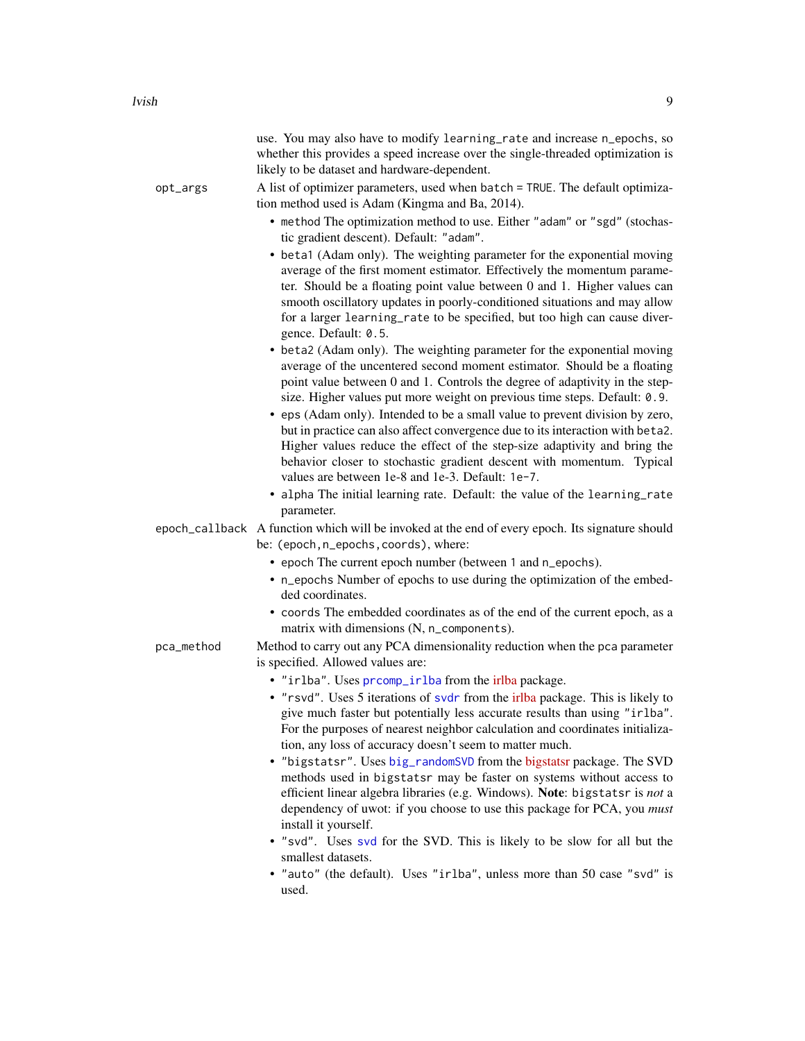use. You may also have to modify `learning_rate` and increase `n_epochs`, so whether this provides a speed increase over the single-threaded optimization is likely to be dataset and hardware-dependent.

`opt_args`
: A list of optimizer parameters, used when `batch = TRUE`. The default optimization method used is Adam (Kingma and Ba, 2014).

- `method` The optimization method to use. Either `"adam"` or `"sgd"` (stochastic gradient descent). Default: `"adam"`.
- `beta1` (Adam only). The weighting parameter for the exponential moving average of the first moment estimator. Effectively the momentum parameter. Should be a floating point value between 0 and 1. Higher values can smooth oscillatory updates in poorly-conditioned situations and may allow for a larger `learning_rate` to be specified, but too high can cause divergence. Default: `0.5`.
- `beta2` (Adam only). The weighting parameter for the exponential moving average of the uncentered second moment estimator. Should be a floating point value between 0 and 1. Controls the degree of adaptivity in the step-size. Higher values put more weight on previous time steps. Default: `0.9`.
- `eps` (Adam only). Intended to be a small value to prevent division by zero, but in practice can also affect convergence due to its interaction with `beta2`. Higher values reduce the effect of the step-size adaptivity and bring the behavior closer to stochastic gradient descent with momentum. Typical values are between 1e-8 and 1e-3. Default: `1e-7`.
- `alpha` The initial learning rate. Default: the value of the `learning_rate` parameter.

`epoch_callback`
: A function which will be invoked at the end of every epoch. Its signature should be: `(epoch,n_epochs,coords)`, where:

- `epoch` The current epoch number (between `1` and `n_epochs`).
- `n_epochs` Number of epochs to use during the optimization of the embedded coordinates.
- `coords` The embedded coordinates as of the end of the current epoch, as a matrix with dimensions (N, `n_components`).

`pca_method`
: Method to carry out any PCA dimensionality reduction when the `pca` parameter is specified. Allowed values are:

- `"irlba"`. Uses `prcomp_irlba` from the irlba package.
- `"rsvd"`. Uses 5 iterations of `svdr` from the irlba package. This is likely to give much faster but potentially less accurate results than using `"irlba"`. For the purposes of nearest neighbor calculation and coordinates initialization, any loss of accuracy doesn't seem to matter much.
- `"bigstatsr"`. Uses `big_randomSVD` from the bigstatsr package. The SVD methods used in `bigstatsr` may be faster on systems without access to efficient linear algebra libraries (e.g. Windows). **Note**: `bigstatsr` is *not* a dependency of uwot: if you choose to use this package for PCA, you *must* install it yourself.
- `"svd"`. Uses `svd` for the SVD. This is likely to be slow for all but the smallest datasets.
- `"auto"` (the default). Uses `"irlba"`, unless more than 50 case `"svd"` is used.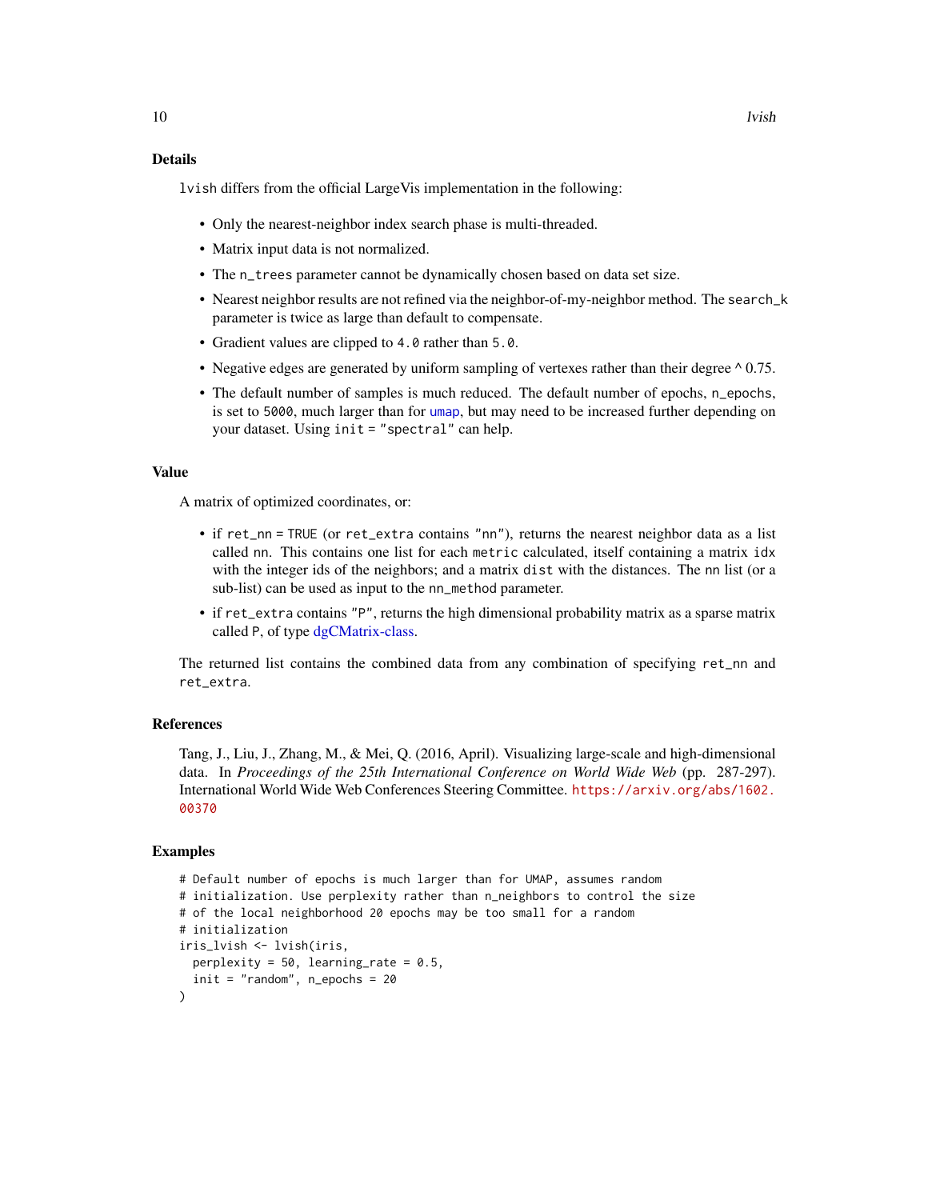## Details

`lvish` differs from the official LargeVis implementation in the following:

- Only the nearest-neighbor index search phase is multi-threaded.
- Matrix input data is not normalized.
- The `n_trees` parameter cannot be dynamically chosen based on data set size.
- Nearest neighbor results are not refined via the neighbor-of-my-neighbor method. The `search_k` parameter is twice as large than default to compensate.
- Gradient values are clipped to `4.0` rather than `5.0`.
- Negative edges are generated by uniform sampling of vertexes rather than their degree ^ 0.75.
- The default number of samples is much reduced. The default number of epochs, `n_epochs`, is set to `5000`, much larger than for `umap`, but may need to be increased further depending on your dataset. Using `init = "spectral"` can help.

## Value

A matrix of optimized coordinates, or:

- if `ret_nn = TRUE` (or `ret_extra` contains `"nn"`), returns the nearest neighbor data as a list called `nn`. This contains one list for each `metric` calculated, itself containing a matrix `idx` with the integer ids of the neighbors; and a matrix `dist` with the distances. The `nn` list (or a sub-list) can be used as input to the `nn_method` parameter.
- if `ret_extra` contains `"P"`, returns the high dimensional probability matrix as a sparse matrix called `P`, of type dgCMatrix-class.

The returned list contains the combined data from any combination of specifying `ret_nn` and `ret_extra`.

## References

Tang, J., Liu, J., Zhang, M., & Mei, Q. (2016, April). Visualizing large-scale and high-dimensional data. In *Proceedings of the 25th International Conference on World Wide Web* (pp. 287-297). International World Wide Web Conferences Steering Committee. https://arxiv.org/abs/1602.00370

## Examples

```
# Default number of epochs is much larger than for UMAP, assumes random
# initialization. Use perplexity rather than n_neighbors to control the size
# of the local neighborhood 20 epochs may be too small for a random
# initialization
iris_lvish <- lvish(iris,
  perplexity = 50, learning_rate = 0.5,
  init = "random", n_epochs = 20
)
```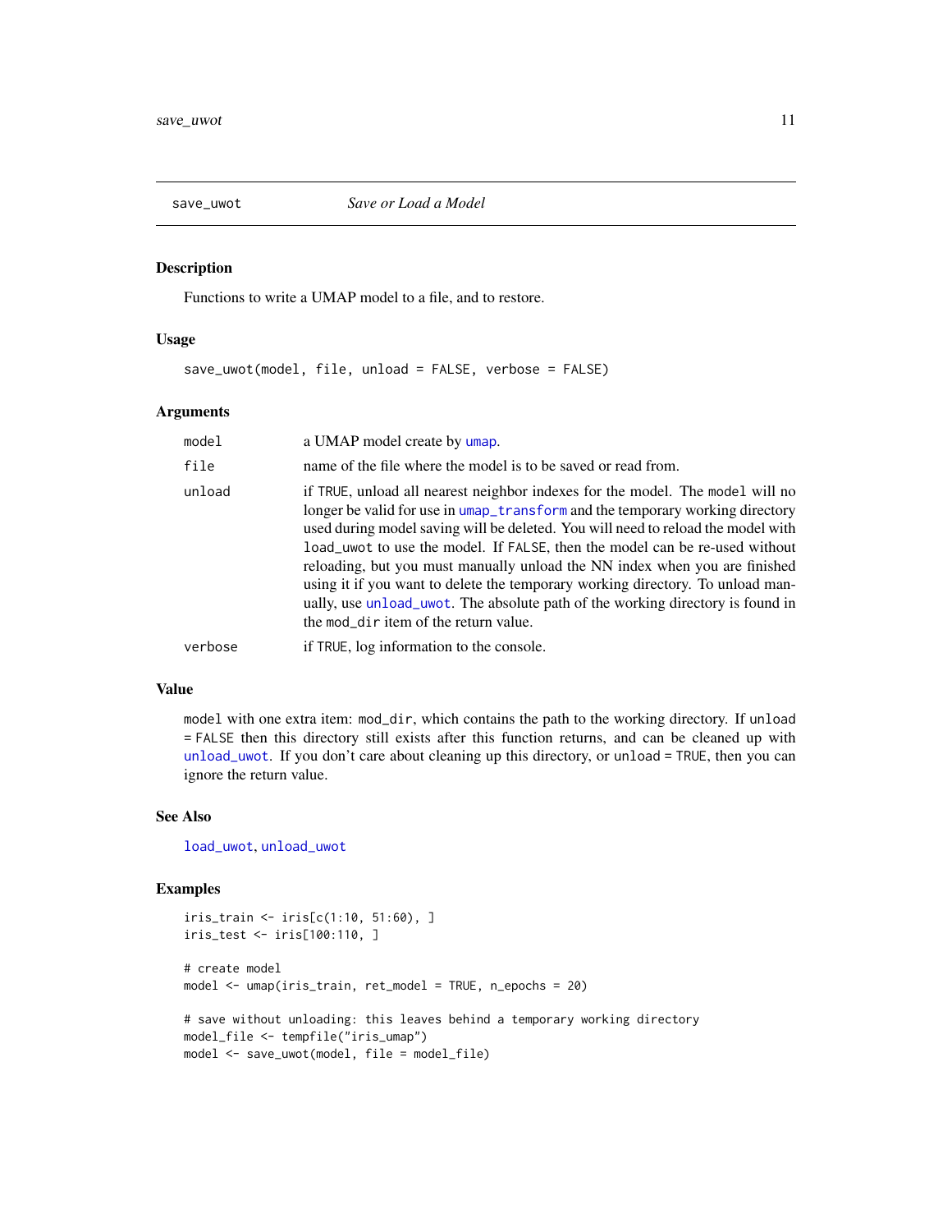## save_uwot *Save or Load a Model*

### Description

Functions to write a UMAP model to a file, and to restore.

### Usage

```
save_uwot(model, file, unload = FALSE, verbose = FALSE)
```

### Arguments

| | |
|---|---|
| `model` | a UMAP model create by `umap`. |
| `file` | name of the file where the model is to be saved or read from. |
| `unload` | if `TRUE`, unload all nearest neighbor indexes for the model. The `model` will no longer be valid for use in `umap_transform` and the temporary working directory used during model saving will be deleted. You will need to reload the model with `load_uwot` to use the model. If `FALSE`, then the model can be re-used without reloading, but you must manually unload the NN index when you are finished using it if you want to delete the temporary working directory. To unload manually, use `unload_uwot`. The absolute path of the working directory is found in the `mod_dir` item of the return value. |
| `verbose` | if `TRUE`, log information to the console. |

### Value

`model` with one extra item: `mod_dir`, which contains the path to the working directory. If `unload = FALSE` then this directory still exists after this function returns, and can be cleaned up with `unload_uwot`. If you don't care about cleaning up this directory, or `unload = TRUE`, then you can ignore the return value.

### See Also

`load_uwot`, `unload_uwot`

### Examples

```
iris_train <- iris[c(1:10, 51:60), ]
iris_test <- iris[100:110, ]

# create model
model <- umap(iris_train, ret_model = TRUE, n_epochs = 20)

# save without unloading: this leaves behind a temporary working directory
model_file <- tempfile("iris_umap")
model <- save_uwot(model, file = model_file)
```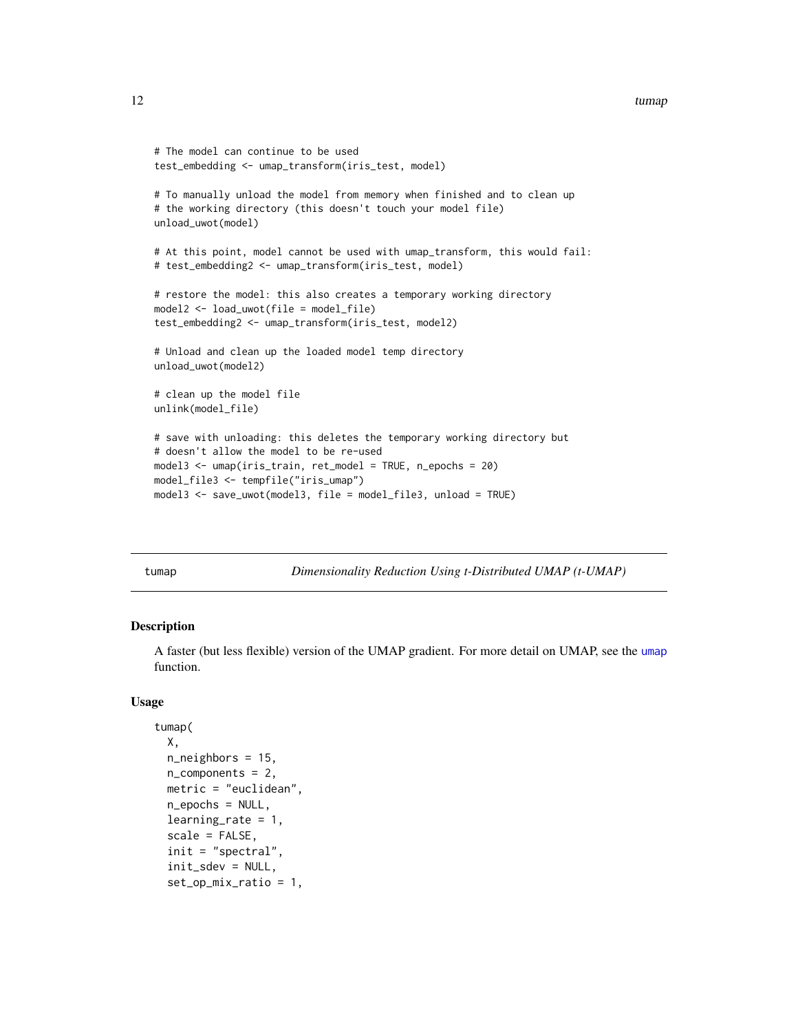```
# The model can continue to be used
test_embedding <- umap_transform(iris_test, model)

# To manually unload the model from memory when finished and to clean up
# the working directory (this doesn't touch your model file)
unload_uwot(model)

# At this point, model cannot be used with umap_transform, this would fail:
# test_embedding2 <- umap_transform(iris_test, model)

# restore the model: this also creates a temporary working directory
model2 <- load_uwot(file = model_file)
test_embedding2 <- umap_transform(iris_test, model2)

# Unload and clean up the loaded model temp directory
unload_uwot(model2)

# clean up the model file
unlink(model_file)

# save with unloading: this deletes the temporary working directory but
# doesn't allow the model to be re-used
model3 <- umap(iris_train, ret_model = TRUE, n_epochs = 20)
model_file3 <- tempfile("iris_umap")
model3 <- save_uwot(model3, file = model_file3, unload = TRUE)
```

## tumap    *Dimensionality Reduction Using t-Distributed UMAP (t-UMAP)*

### Description

A faster (but less flexible) version of the UMAP gradient. For more detail on UMAP, see the umap function.

### Usage

```
tumap(
  X,
  n_neighbors = 15,
  n_components = 2,
  metric = "euclidean",
  n_epochs = NULL,
  learning_rate = 1,
  scale = FALSE,
  init = "spectral",
  init_sdev = NULL,
  set_op_mix_ratio = 1,
```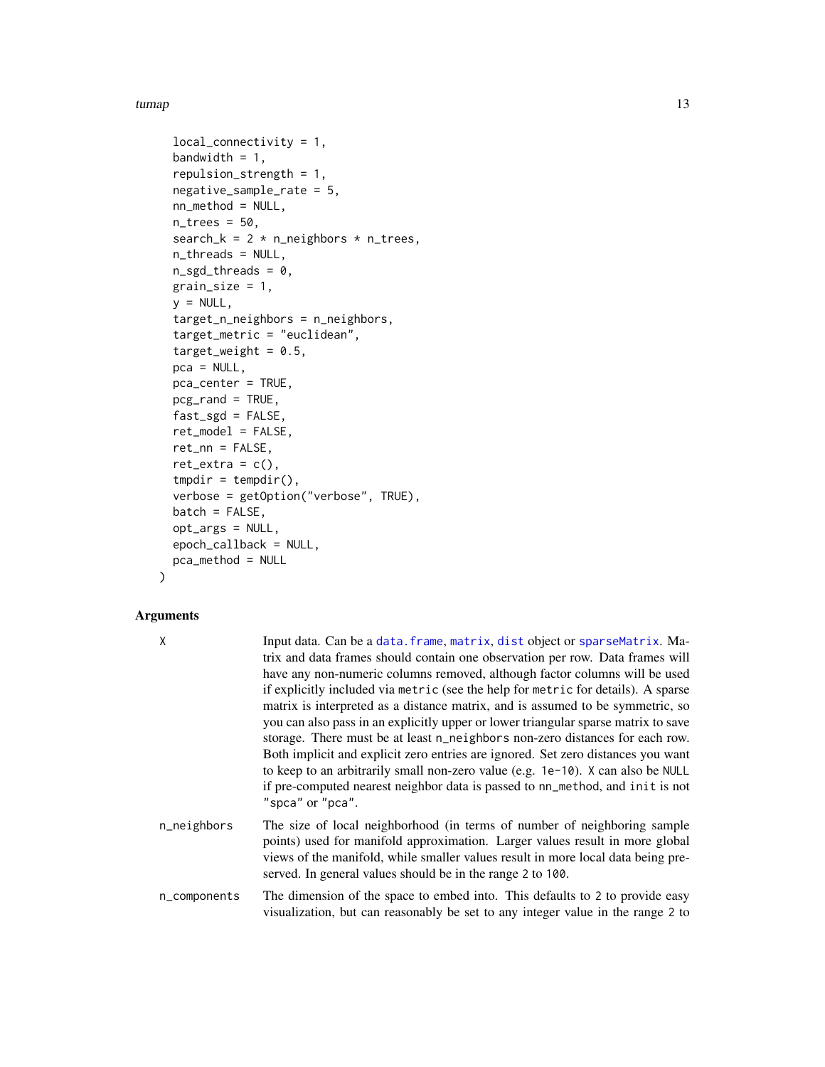```
  local_connectivity = 1,
  bandwidth = 1,
  repulsion_strength = 1,
  negative_sample_rate = 5,
  nn_method = NULL,
  n_trees = 50,
  search_k = 2 * n_neighbors * n_trees,
  n_threads = NULL,
  n_sgd_threads = 0,
  grain_size = 1,
  y = NULL,
  target_n_neighbors = n_neighbors,
  target_metric = "euclidean",
  target_weight = 0.5,
  pca = NULL,
  pca_center = TRUE,
  pcg_rand = TRUE,
  fast_sgd = FALSE,
  ret_model = FALSE,
  ret_nn = FALSE,
  ret_extra = c(),
  tmpdir = tempdir(),
  verbose = getOption("verbose", TRUE),
  batch = FALSE,
  opt_args = NULL,
  epoch_callback = NULL,
  pca_method = NULL
)
```

### Arguments

`X` Input data. Can be a `data.frame`, `matrix`, `dist` object or `sparseMatrix`. Matrix and data frames should contain one observation per row. Data frames will have any non-numeric columns removed, although factor columns will be used if explicitly included via `metric` (see the help for `metric` for details). A sparse matrix is interpreted as a distance matrix, and is assumed to be symmetric, so you can also pass in an explicitly upper or lower triangular sparse matrix to save storage. There must be at least `n_neighbors` non-zero distances for each row. Both implicit and explicit zero entries are ignored. Set zero distances you want to keep to an arbitrarily small non-zero value (e.g. `1e-10`). `X` can also be `NULL` if pre-computed nearest neighbor data is passed to `nn_method`, and `init` is not `"spca"` or `"pca"`.

`n_neighbors` The size of local neighborhood (in terms of number of neighboring sample points) used for manifold approximation. Larger values result in more global views of the manifold, while smaller values result in more local data being preserved. In general values should be in the range `2` to `100`.

`n_components` The dimension of the space to embed into. This defaults to `2` to provide easy visualization, but can reasonably be set to any integer value in the range `2` to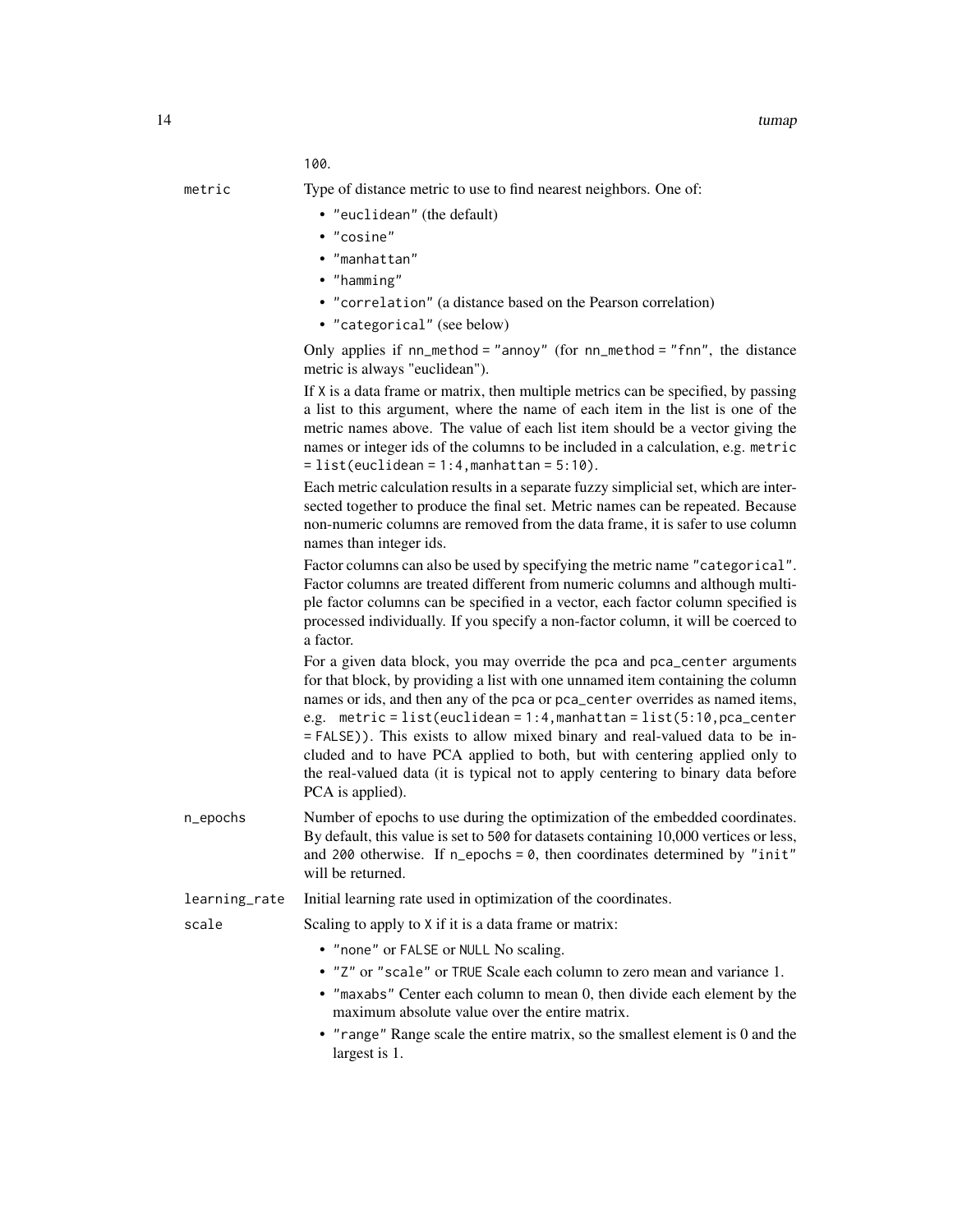100.

metric
: Type of distance metric to use to find nearest neighbors. One of:

- "euclidean" (the default)
- "cosine"
- "manhattan"
- "hamming"
- "correlation" (a distance based on the Pearson correlation)
- "categorical" (see below)

Only applies if `nn_method = "annoy"` (for `nn_method = "fnn"`, the distance metric is always "euclidean").

If `X` is a data frame or matrix, then multiple metrics can be specified, by passing a list to this argument, where the name of each item in the list is one of the metric names above. The value of each list item should be a vector giving the names or integer ids of the columns to be included in a calculation, e.g. `metric = list(euclidean = 1:4, manhattan = 5:10)`.

Each metric calculation results in a separate fuzzy simplicial set, which are intersected together to produce the final set. Metric names can be repeated. Because non-numeric columns are removed from the data frame, it is safer to use column names than integer ids.

Factor columns can also be used by specifying the metric name "categorical". Factor columns are treated different from numeric columns and although multiple factor columns can be specified in a vector, each factor column specified is processed individually. If you specify a non-factor column, it will be coerced to a factor.

For a given data block, you may override the `pca` and `pca_center` arguments for that block, by providing a list with one unnamed item containing the column names or ids, and then any of the `pca` or `pca_center` overrides as named items, e.g. `metric = list(euclidean = 1:4, manhattan = list(5:10, pca_center = FALSE))`. This exists to allow mixed binary and real-valued data to be included and to have PCA applied to both, but with centering applied only to the real-valued data (it is typical not to apply centering to binary data before PCA is applied).

n_epochs
: Number of epochs to use during the optimization of the embedded coordinates. By default, this value is set to `500` for datasets containing 10,000 vertices or less, and `200` otherwise. If `n_epochs = 0`, then coordinates determined by "init" will be returned.

learning_rate
: Initial learning rate used in optimization of the coordinates.

scale
: Scaling to apply to `X` if it is a data frame or matrix:

- "none" or `FALSE` or `NULL` No scaling.
- "Z" or "scale" or `TRUE` Scale each column to zero mean and variance 1.
- "maxabs" Center each column to mean 0, then divide each element by the maximum absolute value over the entire matrix.
- "range" Range scale the entire matrix, so the smallest element is 0 and the largest is 1.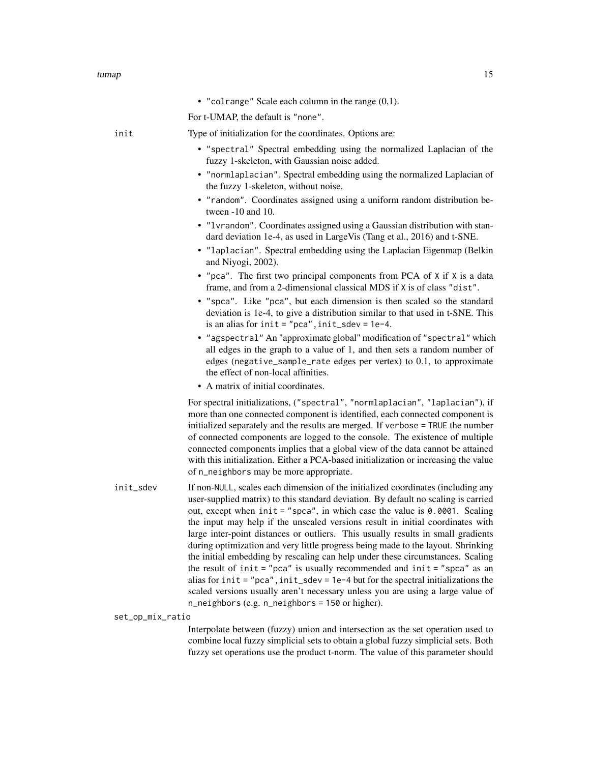- "colrange" Scale each column in the range (0,1).

For t-UMAP, the default is "none".

init
: Type of initialization for the coordinates. Options are:

- "spectral" Spectral embedding using the normalized Laplacian of the fuzzy 1-skeleton, with Gaussian noise added.
- "normlaplacian". Spectral embedding using the normalized Laplacian of the fuzzy 1-skeleton, without noise.
- "random". Coordinates assigned using a uniform random distribution between -10 and 10.
- "lvrandom". Coordinates assigned using a Gaussian distribution with standard deviation 1e-4, as used in LargeVis (Tang et al., 2016) and t-SNE.
- "laplacian". Spectral embedding using the Laplacian Eigenmap (Belkin and Niyogi, 2002).
- "pca". The first two principal components from PCA of `X` if `X` is a data frame, and from a 2-dimensional classical MDS if `X` is of class "dist".
- "spca". Like "pca", but each dimension is then scaled so the standard deviation is 1e-4, to give a distribution similar to that used in t-SNE. This is an alias for `init = "pca", init_sdev = 1e-4`.
- "agspectral" An "approximate global" modification of "spectral" which all edges in the graph to a value of 1, and then sets a random number of edges (`negative_sample_rate` edges per vertex) to 0.1, to approximate the effect of non-local affinities.
- A matrix of initial coordinates.

For spectral initializations, ("spectral", "normlaplacian", "laplacian"), if more than one connected component is identified, each connected component is initialized separately and the results are merged. If `verbose = TRUE` the number of connected components are logged to the console. The existence of multiple connected components implies that a global view of the data cannot be attained with this initialization. Either a PCA-based initialization or increasing the value of `n_neighbors` may be more appropriate.

init_sdev
: If non-`NULL`, scales each dimension of the initialized coordinates (including any user-supplied matrix) to this standard deviation. By default no scaling is carried out, except when `init = "spca"`, in which case the value is `0.0001`. Scaling the input may help if the unscaled versions result in initial coordinates with large inter-point distances or outliers. This usually results in small gradients during optimization and very little progress being made to the layout. Shrinking the initial embedding by rescaling can help under these circumstances. Scaling the result of `init = "pca"` is usually recommended and `init = "spca"` as an alias for `init = "pca", init_sdev = 1e-4` but for the spectral initializations the scaled versions usually aren't necessary unless you are using a large value of `n_neighbors` (e.g. `n_neighbors = 150` or higher).

set_op_mix_ratio
: Interpolate between (fuzzy) union and intersection as the set operation used to combine local fuzzy simplicial sets to obtain a global fuzzy simplicial sets. Both fuzzy set operations use the product t-norm. The value of this parameter should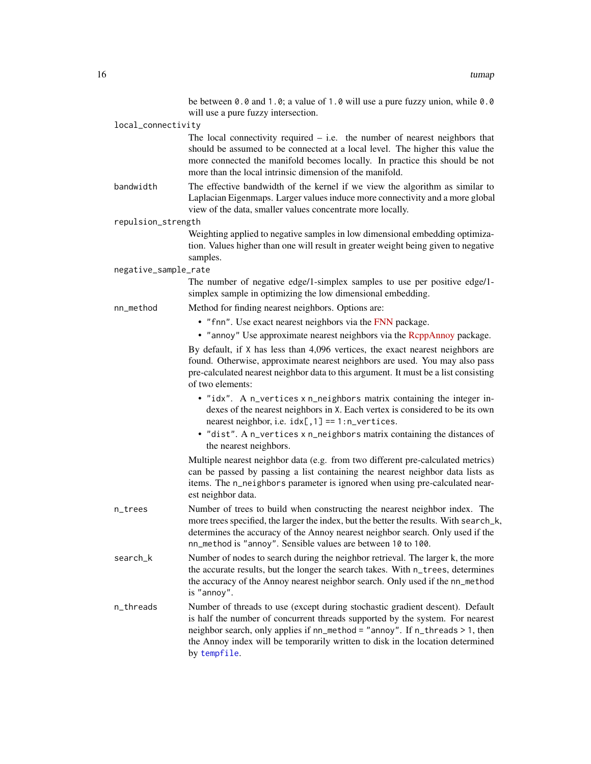be between `0.0` and `1.0`; a value of `1.0` will use a pure fuzzy union, while `0.0` will use a pure fuzzy intersection.

`local_connectivity`
: The local connectivity required – i.e. the number of nearest neighbors that should be assumed to be connected at a local level. The higher this value the more connected the manifold becomes locally. In practice this should be not more than the local intrinsic dimension of the manifold.

`bandwidth`
: The effective bandwidth of the kernel if we view the algorithm as similar to Laplacian Eigenmaps. Larger values induce more connectivity and a more global view of the data, smaller values concentrate more locally.

`repulsion_strength`
: Weighting applied to negative samples in low dimensional embedding optimization. Values higher than one will result in greater weight being given to negative samples.

`negative_sample_rate`
: The number of negative edge/1-simplex samples to use per positive edge/1-simplex sample in optimizing the low dimensional embedding.

`nn_method`
: Method for finding nearest neighbors. Options are:

- `"fnn"`. Use exact nearest neighbors via the FNN package.
- `"annoy"` Use approximate nearest neighbors via the RcppAnnoy package.

By default, if `X` has less than 4,096 vertices, the exact nearest neighbors are found. Otherwise, approximate nearest neighbors are used. You may also pass pre-calculated nearest neighbor data to this argument. It must be a list consisting of two elements:

- `"idx"`. A `n_vertices` x `n_neighbors` matrix containing the integer indexes of the nearest neighbors in `X`. Each vertex is considered to be its own nearest neighbor, i.e. `idx[,1] == 1:n_vertices`.
- `"dist"`. A `n_vertices` x `n_neighbors` matrix containing the distances of the nearest neighbors.

Multiple nearest neighbor data (e.g. from two different pre-calculated metrics) can be passed by passing a list containing the nearest neighbor data lists as items. The `n_neighbors` parameter is ignored when using pre-calculated nearest neighbor data.

`n_trees`
: Number of trees to build when constructing the nearest neighbor index. The more trees specified, the larger the index, but the better the results. With `search_k`, determines the accuracy of the Annoy nearest neighbor search. Only used if the `nn_method` is `"annoy"`. Sensible values are between `10` to `100`.

`search_k`
: Number of nodes to search during the neighbor retrieval. The larger k, the more the accurate results, but the longer the search takes. With `n_trees`, determines the accuracy of the Annoy nearest neighbor search. Only used if the `nn_method` is `"annoy"`.

`n_threads`
: Number of threads to use (except during stochastic gradient descent). Default is half the number of concurrent threads supported by the system. For nearest neighbor search, only applies if `nn_method = "annoy"`. If `n_threads > 1`, then the Annoy index will be temporarily written to disk in the location determined by `tempfile`.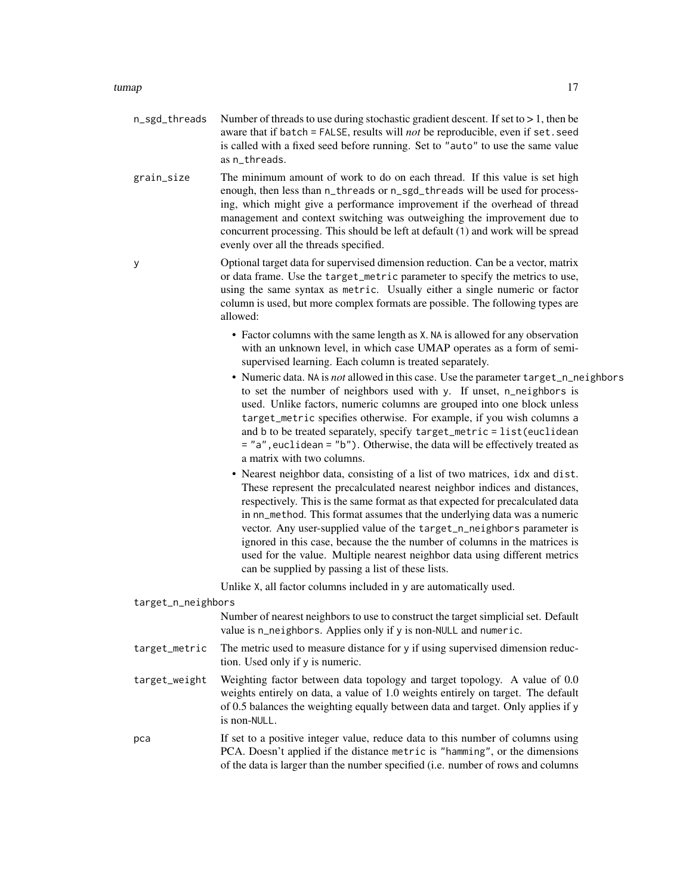n_sgd_threads
: Number of threads to use during stochastic gradient descent. If set to > 1, then be aware that if batch = FALSE, results will *not* be reproducible, even if set.seed is called with a fixed seed before running. Set to "auto" to use the same value as n_threads.

grain_size
: The minimum amount of work to do on each thread. If this value is set high enough, then less than n_threads or n_sgd_threads will be used for processing, which might give a performance improvement if the overhead of thread management and context switching was outweighing the improvement due to concurrent processing. This should be left at default (1) and work will be spread evenly over all the threads specified.

y
: Optional target data for supervised dimension reduction. Can be a vector, matrix or data frame. Use the target_metric parameter to specify the metrics to use, using the same syntax as metric. Usually either a single numeric or factor column is used, but more complex formats are possible. The following types are allowed:

  - Factor columns with the same length as X. NA is allowed for any observation with an unknown level, in which case UMAP operates as a form of semi-supervised learning. Each column is treated separately.
  - Numeric data. NA is *not* allowed in this case. Use the parameter target_n_neighbors to set the number of neighbors used with y. If unset, n_neighbors is used. Unlike factors, numeric columns are grouped into one block unless target_metric specifies otherwise. For example, if you wish columns a and b to be treated separately, specify target_metric = list(euclidean = "a", euclidean = "b"). Otherwise, the data will be effectively treated as a matrix with two columns.
  - Nearest neighbor data, consisting of a list of two matrices, idx and dist. These represent the precalculated nearest neighbor indices and distances, respectively. This is the same format as that expected for precalculated data in nn_method. This format assumes that the underlying data was a numeric vector. Any user-supplied value of the target_n_neighbors parameter is ignored in this case, because the the number of columns in the matrices is used for the value. Multiple nearest neighbor data using different metrics can be supplied by passing a list of these lists.

  Unlike X, all factor columns included in y are automatically used.

target_n_neighbors
: Number of nearest neighbors to use to construct the target simplicial set. Default value is n_neighbors. Applies only if y is non-NULL and numeric.

target_metric
: The metric used to measure distance for y if using supervised dimension reduction. Used only if y is numeric.

target_weight
: Weighting factor between data topology and target topology. A value of 0.0 weights entirely on data, a value of 1.0 weights entirely on target. The default of 0.5 balances the weighting equally between data and target. Only applies if y is non-NULL.

pca
: If set to a positive integer value, reduce data to this number of columns using PCA. Doesn't applied if the distance metric is "hamming", or the dimensions of the data is larger than the number specified (i.e. number of rows and columns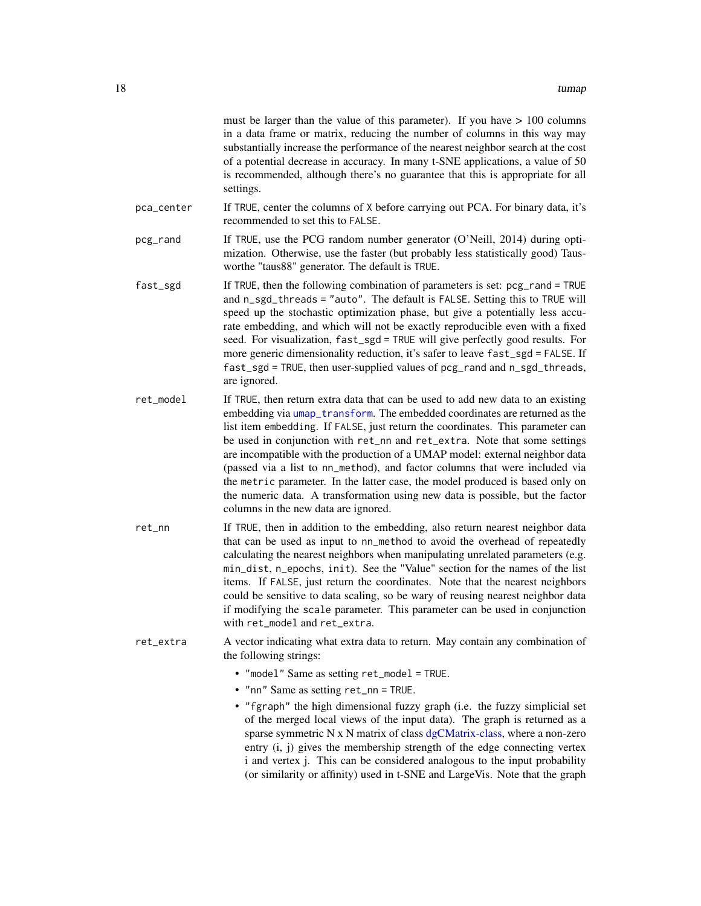must be larger than the value of this parameter). If you have > 100 columns in a data frame or matrix, reducing the number of columns in this way may substantially increase the performance of the nearest neighbor search at the cost of a potential decrease in accuracy. In many t-SNE applications, a value of 50 is recommended, although there's no guarantee that this is appropriate for all settings.

`pca_center`
: If `TRUE`, center the columns of `X` before carrying out PCA. For binary data, it's recommended to set this to `FALSE`.

`pcg_rand`
: If `TRUE`, use the PCG random number generator (O'Neill, 2014) during optimization. Otherwise, use the faster (but probably less statistically good) Tausworthe "taus88" generator. The default is `TRUE`.

`fast_sgd`
: If `TRUE`, then the following combination of parameters is set: `pcg_rand = TRUE` and `n_sgd_threads = "auto"`. The default is `FALSE`. Setting this to `TRUE` will speed up the stochastic optimization phase, but give a potentially less accurate embedding, and which will not be exactly reproducible even with a fixed seed. For visualization, `fast_sgd = TRUE` will give perfectly good results. For more generic dimensionality reduction, it's safer to leave `fast_sgd = FALSE`. If `fast_sgd = TRUE`, then user-supplied values of `pcg_rand` and `n_sgd_threads`, are ignored.

`ret_model`
: If `TRUE`, then return extra data that can be used to add new data to an existing embedding via `umap_transform`. The embedded coordinates are returned as the list item `embedding`. If `FALSE`, just return the coordinates. This parameter can be used in conjunction with `ret_nn` and `ret_extra`. Note that some settings are incompatible with the production of a UMAP model: external neighbor data (passed via a list to `nn_method`), and factor columns that were included via the `metric` parameter. In the latter case, the model produced is based only on the numeric data. A transformation using new data is possible, but the factor columns in the new data are ignored.

`ret_nn`
: If `TRUE`, then in addition to the embedding, also return nearest neighbor data that can be used as input to `nn_method` to avoid the overhead of repeatedly calculating the nearest neighbors when manipulating unrelated parameters (e.g. `min_dist`, `n_epochs`, `init`). See the "Value" section for the names of the list items. If `FALSE`, just return the coordinates. Note that the nearest neighbors could be sensitive to data scaling, so be wary of reusing nearest neighbor data if modifying the `scale` parameter. This parameter can be used in conjunction with `ret_model` and `ret_extra`.

`ret_extra`
: A vector indicating what extra data to return. May contain any combination of the following strings:

- `"model"` Same as setting `ret_model = TRUE`.
- `"nn"` Same as setting `ret_nn = TRUE`.
- `"fgraph"` the high dimensional fuzzy graph (i.e. the fuzzy simplicial set of the merged local views of the input data). The graph is returned as a sparse symmetric N x N matrix of class dgCMatrix-class, where a non-zero entry (i, j) gives the membership strength of the edge connecting vertex i and vertex j. This can be considered analogous to the input probability (or similarity or affinity) used in t-SNE and LargeVis. Note that the graph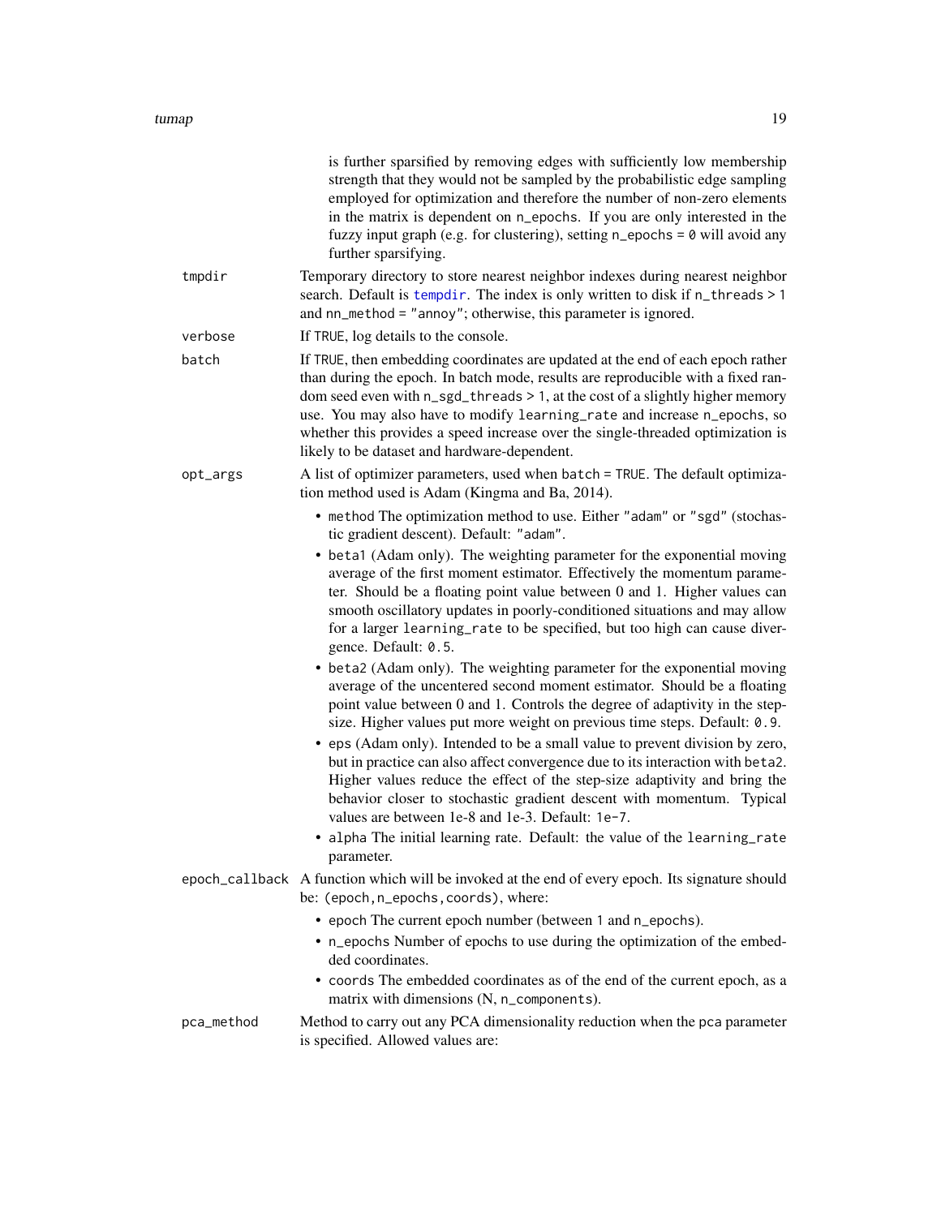is further sparsified by removing edges with sufficiently low membership strength that they would not be sampled by the probabilistic edge sampling employed for optimization and therefore the number of non-zero elements in the matrix is dependent on `n_epochs`. If you are only interested in the fuzzy input graph (e.g. for clustering), setting `n_epochs = 0` will avoid any further sparsifying.

`tmpdir` Temporary directory to store nearest neighbor indexes during nearest neighbor search. Default is `tempdir`. The index is only written to disk if `n_threads > 1` and `nn_method = "annoy"`; otherwise, this parameter is ignored.

`verbose` If `TRUE`, log details to the console.

`batch` If `TRUE`, then embedding coordinates are updated at the end of each epoch rather than during the epoch. In batch mode, results are reproducible with a fixed random seed even with `n_sgd_threads > 1`, at the cost of a slightly higher memory use. You may also have to modify `learning_rate` and increase `n_epochs`, so whether this provides a speed increase over the single-threaded optimization is likely to be dataset and hardware-dependent.

`opt_args` A list of optimizer parameters, used when `batch = TRUE`. The default optimization method used is Adam (Kingma and Ba, 2014).

- `method` The optimization method to use. Either `"adam"` or `"sgd"` (stochastic gradient descent). Default: `"adam"`.
- `beta1` (Adam only). The weighting parameter for the exponential moving average of the first moment estimator. Effectively the momentum parameter. Should be a floating point value between 0 and 1. Higher values can smooth oscillatory updates in poorly-conditioned situations and may allow for a larger `learning_rate` to be specified, but too high can cause divergence. Default: `0.5`.
- `beta2` (Adam only). The weighting parameter for the exponential moving average of the uncentered second moment estimator. Should be a floating point value between 0 and 1. Controls the degree of adaptivity in the step-size. Higher values put more weight on previous time steps. Default: `0.9`.
- `eps` (Adam only). Intended to be a small value to prevent division by zero, but in practice can also affect convergence due to its interaction with `beta2`. Higher values reduce the effect of the step-size adaptivity and bring the behavior closer to stochastic gradient descent with momentum. Typical values are between 1e-8 and 1e-3. Default: `1e-7`.
- `alpha` The initial learning rate. Default: the value of the `learning_rate` parameter.

`epoch_callback` A function which will be invoked at the end of every epoch. Its signature should be: `(epoch, n_epochs, coords)`, where:

- `epoch` The current epoch number (between `1` and `n_epochs`).
- `n_epochs` Number of epochs to use during the optimization of the embedded coordinates.
- `coords` The embedded coordinates as of the end of the current epoch, as a matrix with dimensions (N, `n_components`).

`pca_method` Method to carry out any PCA dimensionality reduction when the `pca` parameter is specified. Allowed values are: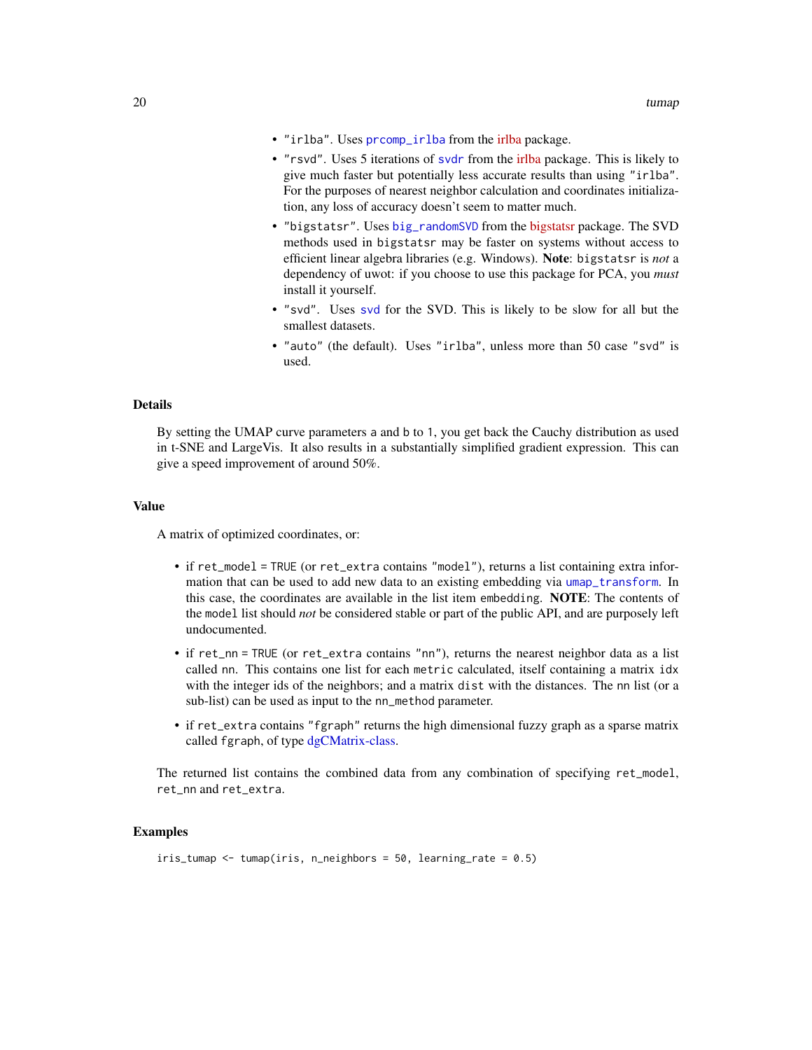- "irlba". Uses prcomp_irlba from the irlba package.
- "rsvd". Uses 5 iterations of svdr from the irlba package. This is likely to give much faster but potentially less accurate results than using "irlba". For the purposes of nearest neighbor calculation and coordinates initialization, any loss of accuracy doesn't seem to matter much.
- "bigstatsr". Uses big_randomSVD from the bigstatsr package. The SVD methods used in bigstatsr may be faster on systems without access to efficient linear algebra libraries (e.g. Windows). **Note**: bigstatsr is *not* a dependency of uwot: if you choose to use this package for PCA, you *must* install it yourself.
- "svd". Uses svd for the SVD. This is likely to be slow for all but the smallest datasets.
- "auto" (the default). Uses "irlba", unless more than 50 case "svd" is used.

## Details

By setting the UMAP curve parameters a and b to 1, you get back the Cauchy distribution as used in t-SNE and LargeVis. It also results in a substantially simplified gradient expression. This can give a speed improvement of around 50%.

## Value

A matrix of optimized coordinates, or:

- if ret_model = TRUE (or ret_extra contains "model"), returns a list containing extra information that can be used to add new data to an existing embedding via umap_transform. In this case, the coordinates are available in the list item embedding. **NOTE**: The contents of the model list should *not* be considered stable or part of the public API, and are purposely left undocumented.
- if ret_nn = TRUE (or ret_extra contains "nn"), returns the nearest neighbor data as a list called nn. This contains one list for each metric calculated, itself containing a matrix idx with the integer ids of the neighbors; and a matrix dist with the distances. The nn list (or a sub-list) can be used as input to the nn_method parameter.
- if ret_extra contains "fgraph" returns the high dimensional fuzzy graph as a sparse matrix called fgraph, of type dgCMatrix-class.

The returned list contains the combined data from any combination of specifying ret_model, ret_nn and ret_extra.

## Examples

```
iris_tumap <- tumap(iris, n_neighbors = 50, learning_rate = 0.5)
```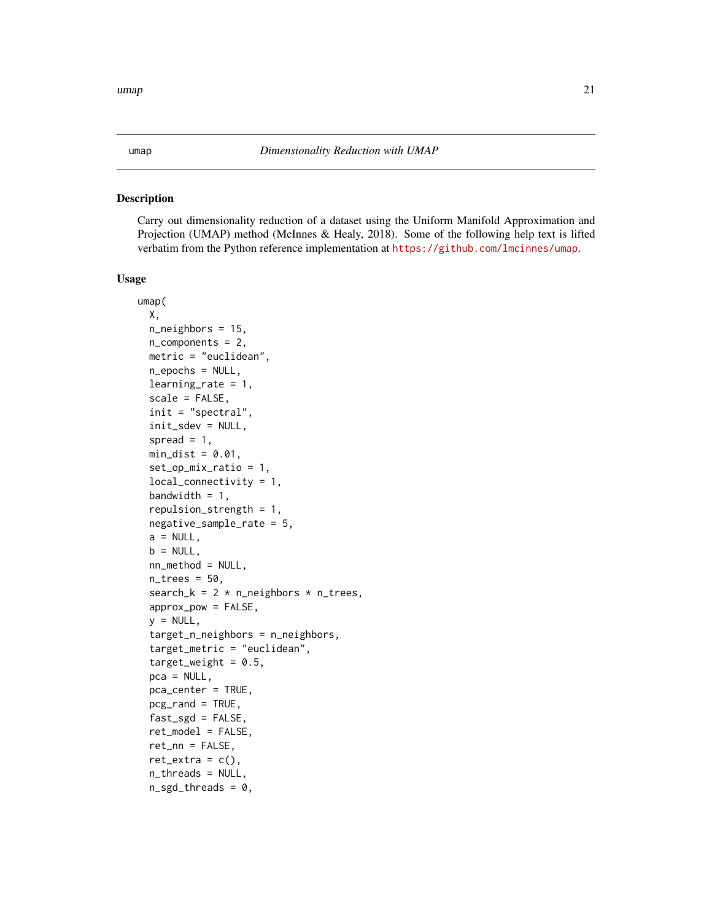umap — *Dimensionality Reduction with UMAP*

## Description

Carry out dimensionality reduction of a dataset using the Uniform Manifold Approximation and Projection (UMAP) method (McInnes & Healy, 2018). Some of the following help text is lifted verbatim from the Python reference implementation at https://github.com/lmcinnes/umap.

## Usage

```
umap(
  X,
  n_neighbors = 15,
  n_components = 2,
  metric = "euclidean",
  n_epochs = NULL,
  learning_rate = 1,
  scale = FALSE,
  init = "spectral",
  init_sdev = NULL,
  spread = 1,
  min_dist = 0.01,
  set_op_mix_ratio = 1,
  local_connectivity = 1,
  bandwidth = 1,
  repulsion_strength = 1,
  negative_sample_rate = 5,
  a = NULL,
  b = NULL,
  nn_method = NULL,
  n_trees = 50,
  search_k = 2 * n_neighbors * n_trees,
  approx_pow = FALSE,
  y = NULL,
  target_n_neighbors = n_neighbors,
  target_metric = "euclidean",
  target_weight = 0.5,
  pca = NULL,
  pca_center = TRUE,
  pcg_rand = TRUE,
  fast_sgd = FALSE,
  ret_model = FALSE,
  ret_nn = FALSE,
  ret_extra = c(),
  n_threads = NULL,
  n_sgd_threads = 0,
```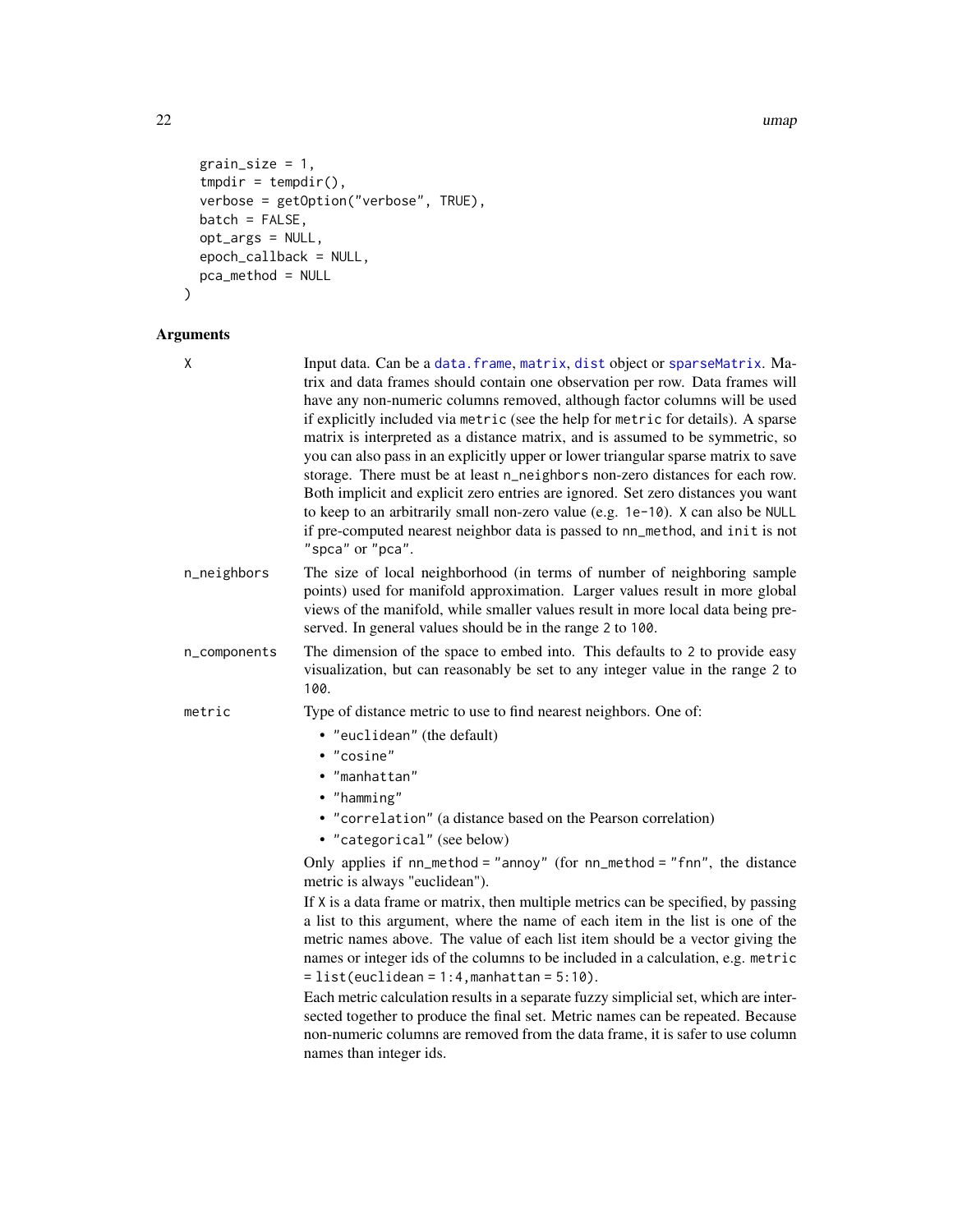```
  grain_size = 1,
  tmpdir = tempdir(),
  verbose = getOption("verbose", TRUE),
  batch = FALSE,
  opt_args = NULL,
  epoch_callback = NULL,
  pca_method = NULL
)
```

## Arguments

`X`
: Input data. Can be a data.frame, matrix, dist object or sparseMatrix. Matrix and data frames should contain one observation per row. Data frames will have any non-numeric columns removed, although factor columns will be used if explicitly included via `metric` (see the help for `metric` for details). A sparse matrix is interpreted as a distance matrix, and is assumed to be symmetric, so you can also pass in an explicitly upper or lower triangular sparse matrix to save storage. There must be at least `n_neighbors` non-zero distances for each row. Both implicit and explicit zero entries are ignored. Set zero distances you want to keep to an arbitrarily small non-zero value (e.g. `1e-10`). `X` can also be `NULL` if pre-computed nearest neighbor data is passed to `nn_method`, and `init` is not `"spca"` or `"pca"`.

`n_neighbors`
: The size of local neighborhood (in terms of number of neighboring sample points) used for manifold approximation. Larger values result in more global views of the manifold, while smaller values result in more local data being preserved. In general values should be in the range `2` to `100`.

`n_components`
: The dimension of the space to embed into. This defaults to `2` to provide easy visualization, but can reasonably be set to any integer value in the range `2` to `100`.

`metric`
: Type of distance metric to use to find nearest neighbors. One of:

  - `"euclidean"` (the default)
  - `"cosine"`
  - `"manhattan"`
  - `"hamming"`
  - `"correlation"` (a distance based on the Pearson correlation)
  - `"categorical"` (see below)

  Only applies if `nn_method = "annoy"` (for `nn_method = "fnn"`, the distance metric is always "euclidean").

  If `X` is a data frame or matrix, then multiple metrics can be specified, by passing a list to this argument, where the name of each item in the list is one of the metric names above. The value of each list item should be a vector giving the names or integer ids of the columns to be included in a calculation, e.g. `metric = list(euclidean = 1:4, manhattan = 5:10)`.

  Each metric calculation results in a separate fuzzy simplicial set, which are intersected together to produce the final set. Metric names can be repeated. Because non-numeric columns are removed from the data frame, it is safer to use column names than integer ids.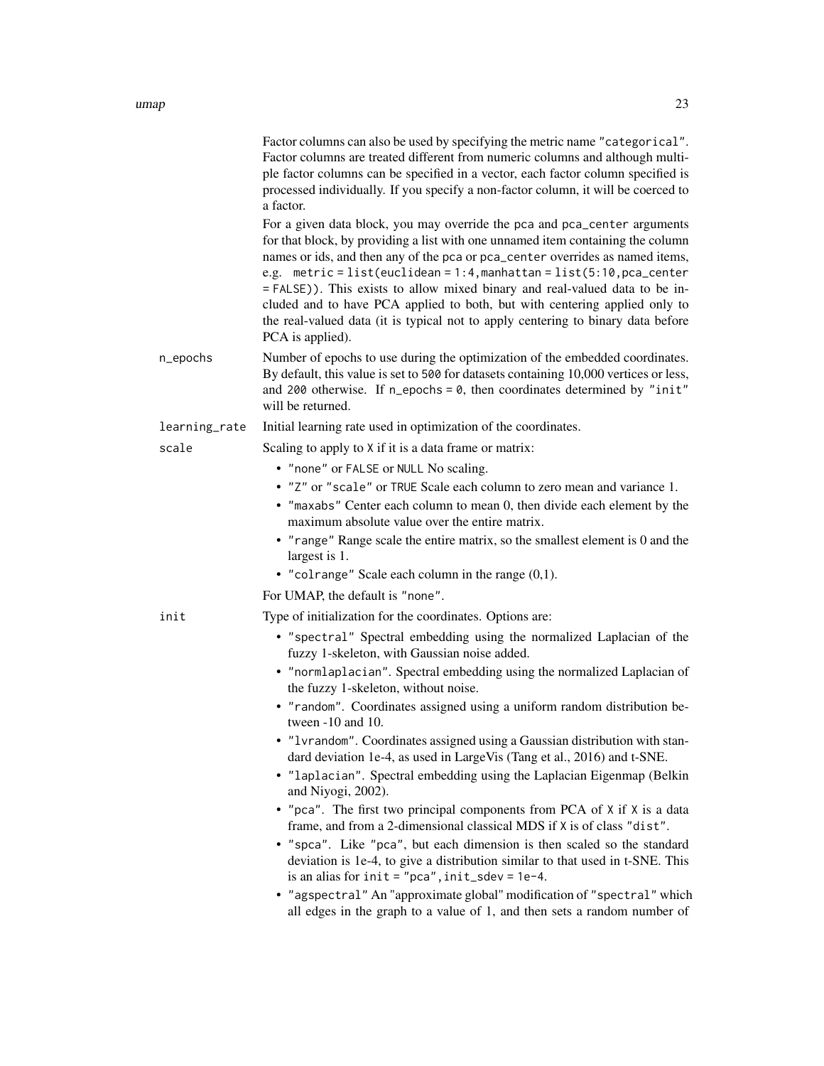Factor columns can also be used by specifying the metric name "categorical". Factor columns are treated different from numeric columns and although multiple factor columns can be specified in a vector, each factor column specified is processed individually. If you specify a non-factor column, it will be coerced to a factor.

For a given data block, you may override the pca and pca_center arguments for that block, by providing a list with one unnamed item containing the column names or ids, and then any of the pca or pca_center overrides as named items, e.g. `metric = list(euclidean = 1:4,manhattan = list(5:10,pca_center = FALSE))`. This exists to allow mixed binary and real-valued data to be included and to have PCA applied to both, but with centering applied only to the real-valued data (it is typical not to apply centering to binary data before PCA is applied).

**n_epochs**
Number of epochs to use during the optimization of the embedded coordinates. By default, this value is set to 500 for datasets containing 10,000 vertices or less, and 200 otherwise. If `n_epochs = 0`, then coordinates determined by "init" will be returned.

**learning_rate**
Initial learning rate used in optimization of the coordinates.

**scale**
Scaling to apply to X if it is a data frame or matrix:

- "none" or FALSE or NULL No scaling.
- "Z" or "scale" or TRUE Scale each column to zero mean and variance 1.
- "maxabs" Center each column to mean 0, then divide each element by the maximum absolute value over the entire matrix.
- "range" Range scale the entire matrix, so the smallest element is 0 and the largest is 1.
- "colrange" Scale each column in the range (0,1).

For UMAP, the default is "none".

**init**
Type of initialization for the coordinates. Options are:

- "spectral" Spectral embedding using the normalized Laplacian of the fuzzy 1-skeleton, with Gaussian noise added.
- "normlaplacian". Spectral embedding using the normalized Laplacian of the fuzzy 1-skeleton, without noise.
- "random". Coordinates assigned using a uniform random distribution between -10 and 10.
- "lvrandom". Coordinates assigned using a Gaussian distribution with standard deviation 1e-4, as used in LargeVis (Tang et al., 2016) and t-SNE.
- "laplacian". Spectral embedding using the Laplacian Eigenmap (Belkin and Niyogi, 2002).
- "pca". The first two principal components from PCA of X if X is a data frame, and from a 2-dimensional classical MDS if X is of class "dist".
- "spca". Like "pca", but each dimension is then scaled so the standard deviation is 1e-4, to give a distribution similar to that used in t-SNE. This is an alias for `init = "pca",init_sdev = 1e-4`.
- "agspectral" An "approximate global" modification of "spectral" which all edges in the graph to a value of 1, and then sets a random number of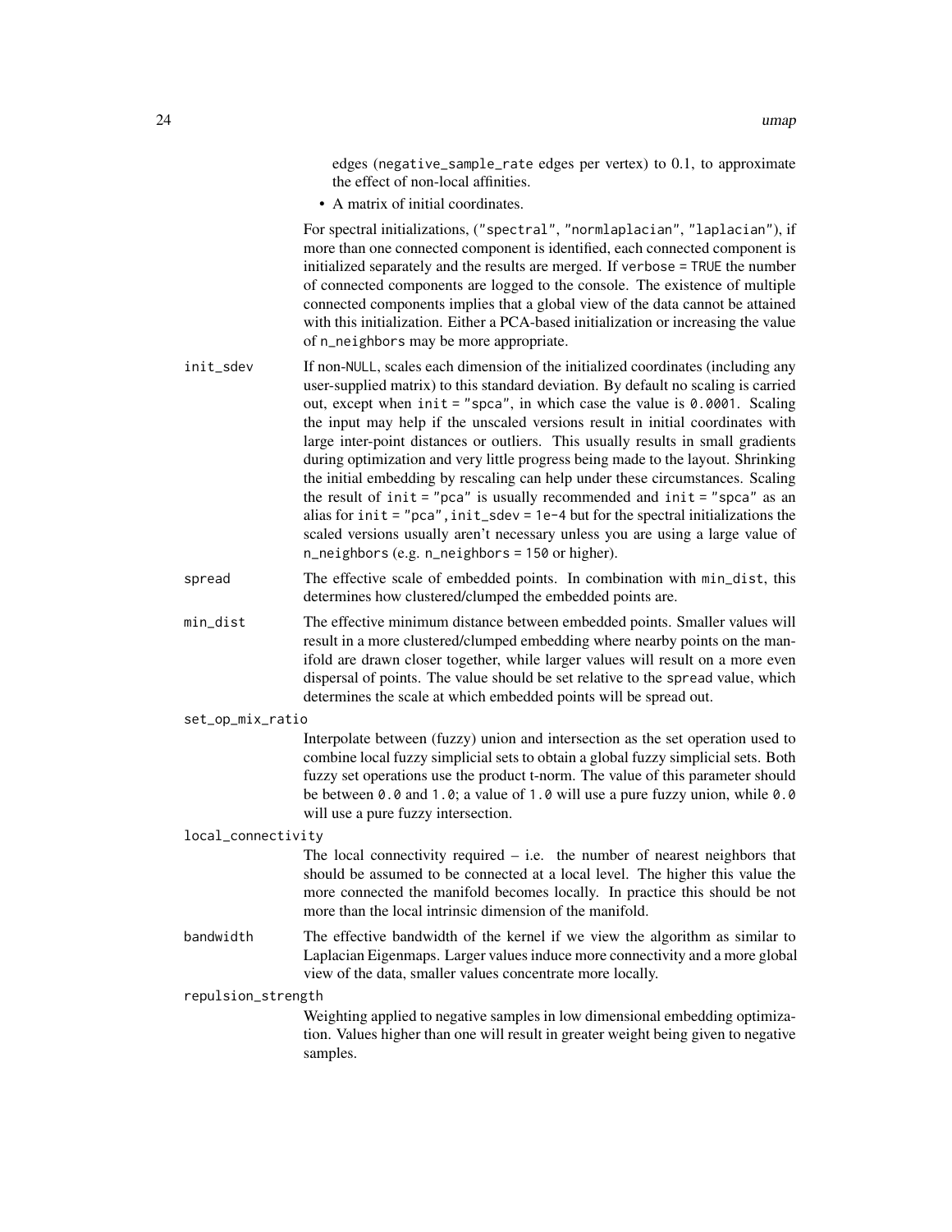edges (`negative_sample_rate` edges per vertex) to 0.1, to approximate the effect of non-local affinities.

- A matrix of initial coordinates.

For spectral initializations, ("spectral", "normlaplacian", "laplacian"), if more than one connected component is identified, each connected component is initialized separately and the results are merged. If verbose = TRUE the number of connected components are logged to the console. The existence of multiple connected components implies that a global view of the data cannot be attained with this initialization. Either a PCA-based initialization or increasing the value of n_neighbors may be more appropriate.

**init_sdev**
If non-NULL, scales each dimension of the initialized coordinates (including any user-supplied matrix) to this standard deviation. By default no scaling is carried out, except when init = "spca", in which case the value is 0.0001. Scaling the input may help if the unscaled versions result in initial coordinates with large inter-point distances or outliers. This usually results in small gradients during optimization and very little progress being made to the layout. Shrinking the initial embedding by rescaling can help under these circumstances. Scaling the result of init = "pca" is usually recommended and init = "spca" as an alias for init = "pca", init_sdev = 1e-4 but for the spectral initializations the scaled versions usually aren't necessary unless you are using a large value of n_neighbors (e.g. n_neighbors = 150 or higher).

**spread**
The effective scale of embedded points. In combination with min_dist, this determines how clustered/clumped the embedded points are.

**min_dist**
The effective minimum distance between embedded points. Smaller values will result in a more clustered/clumped embedding where nearby points on the manifold are drawn closer together, while larger values will result on a more even dispersal of points. The value should be set relative to the spread value, which determines the scale at which embedded points will be spread out.

**set_op_mix_ratio**
Interpolate between (fuzzy) union and intersection as the set operation used to combine local fuzzy simplicial sets to obtain a global fuzzy simplicial sets. Both fuzzy set operations use the product t-norm. The value of this parameter should be between 0.0 and 1.0; a value of 1.0 will use a pure fuzzy union, while 0.0 will use a pure fuzzy intersection.

**local_connectivity**
The local connectivity required – i.e. the number of nearest neighbors that should be assumed to be connected at a local level. The higher this value the more connected the manifold becomes locally. In practice this should be not more than the local intrinsic dimension of the manifold.

**bandwidth**
The effective bandwidth of the kernel if we view the algorithm as similar to Laplacian Eigenmaps. Larger values induce more connectivity and a more global view of the data, smaller values concentrate more locally.

**repulsion_strength**
Weighting applied to negative samples in low dimensional embedding optimization. Values higher than one will result in greater weight being given to negative samples.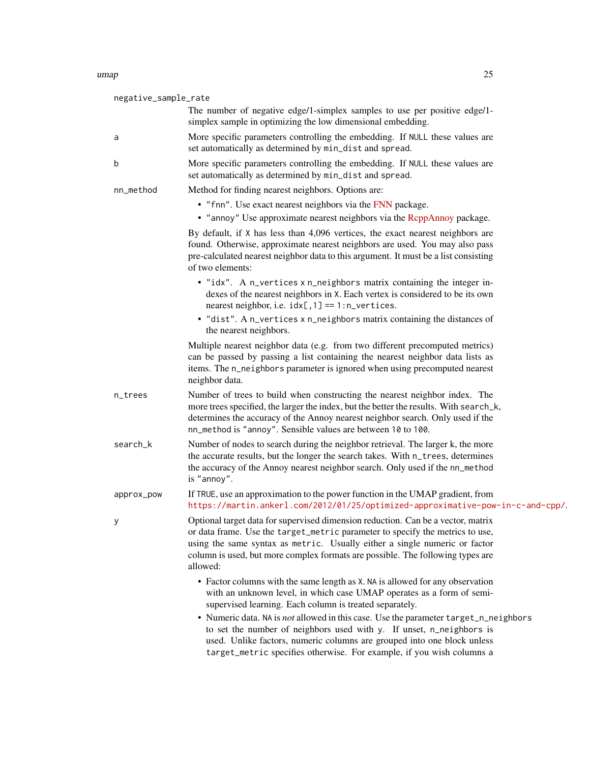negative_sample_rate
: The number of negative edge/1-simplex samples to use per positive edge/1-simplex sample in optimizing the low dimensional embedding.

a
: More specific parameters controlling the embedding. If NULL these values are set automatically as determined by min_dist and spread.

b
: More specific parameters controlling the embedding. If NULL these values are set automatically as determined by min_dist and spread.

nn_method
: Method for finding nearest neighbors. Options are:

- "fnn". Use exact nearest neighbors via the FNN package.
- "annoy" Use approximate nearest neighbors via the RcppAnnoy package.

By default, if X has less than 4,096 vertices, the exact nearest neighbors are found. Otherwise, approximate nearest neighbors are used. You may also pass pre-calculated nearest neighbor data to this argument. It must be a list consisting of two elements:

- "idx". A n_vertices x n_neighbors matrix containing the integer indexes of the nearest neighbors in X. Each vertex is considered to be its own nearest neighbor, i.e. idx[,1] == 1:n_vertices.
- "dist". A n_vertices x n_neighbors matrix containing the distances of the nearest neighbors.

Multiple nearest neighbor data (e.g. from two different precomputed metrics) can be passed by passing a list containing the nearest neighbor data lists as items. The n_neighbors parameter is ignored when using precomputed nearest neighbor data.

n_trees
: Number of trees to build when constructing the nearest neighbor index. The more trees specified, the larger the index, but the better the results. With search_k, determines the accuracy of the Annoy nearest neighbor search. Only used if the nn_method is "annoy". Sensible values are between 10 to 100.

search_k
: Number of nodes to search during the neighbor retrieval. The larger k, the more the accurate results, but the longer the search takes. With n_trees, determines the accuracy of the Annoy nearest neighbor search. Only used if the nn_method is "annoy".

approx_pow
: If TRUE, use an approximation to the power function in the UMAP gradient, from https://martin.ankerl.com/2012/01/25/optimized-approximative-pow-in-c-and-cpp/.

y
: Optional target data for supervised dimension reduction. Can be a vector, matrix or data frame. Use the target_metric parameter to specify the metrics to use, using the same syntax as metric. Usually either a single numeric or factor column is used, but more complex formats are possible. The following types are allowed:

- Factor columns with the same length as X. NA is allowed for any observation with an unknown level, in which case UMAP operates as a form of semi-supervised learning. Each column is treated separately.
- Numeric data. NA is *not* allowed in this case. Use the parameter target_n_neighbors to set the number of neighbors used with y. If unset, n_neighbors is used. Unlike factors, numeric columns are grouped into one block unless target_metric specifies otherwise. For example, if you wish columns a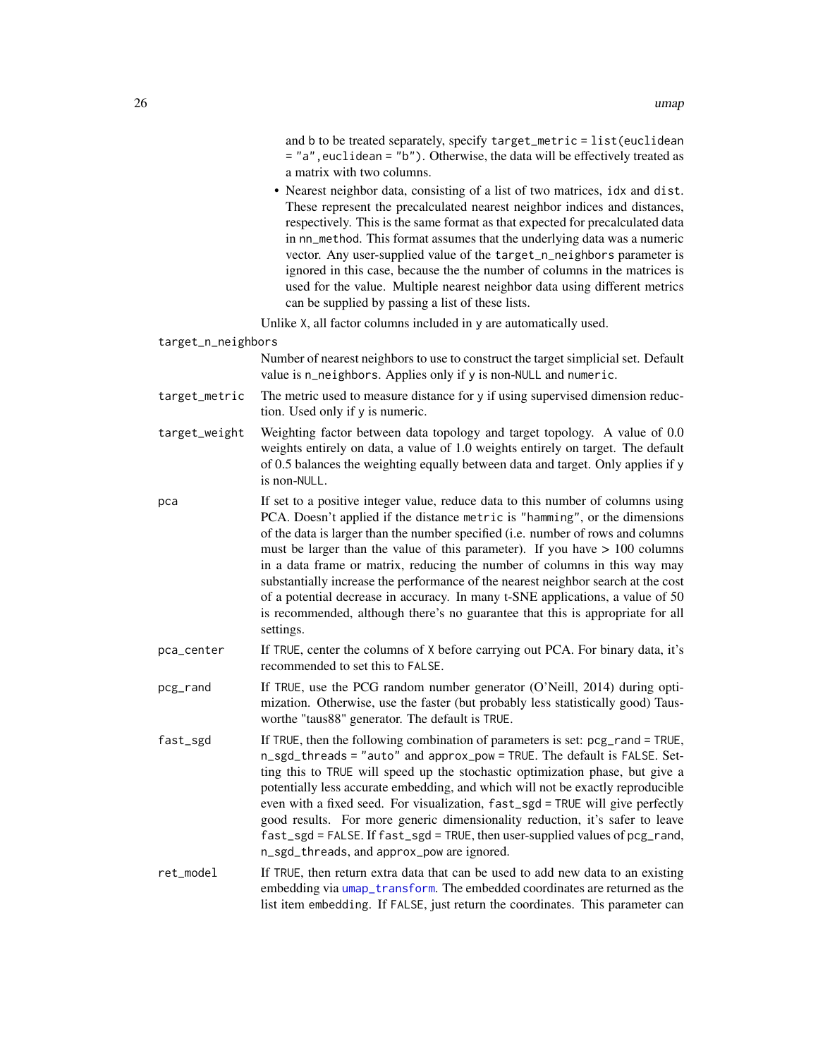and b to be treated separately, specify `target_metric = list(euclidean = "a", euclidean = "b")`. Otherwise, the data will be effectively treated as a matrix with two columns.

- Nearest neighbor data, consisting of a list of two matrices, `idx` and `dist`. These represent the precalculated nearest neighbor indices and distances, respectively. This is the same format as that expected for precalculated data in `nn_method`. This format assumes that the underlying data was a numeric vector. Any user-supplied value of the `target_n_neighbors` parameter is ignored in this case, because the the number of columns in the matrices is used for the value. Multiple nearest neighbor data using different metrics can be supplied by passing a list of these lists.

Unlike `X`, all factor columns included in `y` are automatically used.

**`target_n_neighbors`**
Number of nearest neighbors to use to construct the target simplicial set. Default value is `n_neighbors`. Applies only if `y` is non-`NULL` and `numeric`.

**`target_metric`**
The metric used to measure distance for `y` if using supervised dimension reduction. Used only if `y` is numeric.

**`target_weight`**
Weighting factor between data topology and target topology. A value of 0.0 weights entirely on data, a value of 1.0 weights entirely on target. The default of 0.5 balances the weighting equally between data and target. Only applies if `y` is non-`NULL`.

**`pca`**
If set to a positive integer value, reduce data to this number of columns using PCA. Doesn't applied if the distance `metric` is `"hamming"`, or the dimensions of the data is larger than the number specified (i.e. number of rows and columns must be larger than the value of this parameter). If you have > 100 columns in a data frame or matrix, reducing the number of columns in this way may substantially increase the performance of the nearest neighbor search at the cost of a potential decrease in accuracy. In many t-SNE applications, a value of 50 is recommended, although there's no guarantee that this is appropriate for all settings.

**`pca_center`**
If `TRUE`, center the columns of `X` before carrying out PCA. For binary data, it's recommended to set this to `FALSE`.

**`pcg_rand`**
If `TRUE`, use the PCG random number generator (O'Neill, 2014) during optimization. Otherwise, use the faster (but probably less statistically good) Tausworthe "taus88" generator. The default is `TRUE`.

**`fast_sgd`**
If `TRUE`, then the following combination of parameters is set: `pcg_rand = TRUE`, `n_sgd_threads = "auto"` and `approx_pow = TRUE`. The default is `FALSE`. Setting this to `TRUE` will speed up the stochastic optimization phase, but give a potentially less accurate embedding, and which will not be exactly reproducible even with a fixed seed. For visualization, `fast_sgd = TRUE` will give perfectly good results. For more generic dimensionality reduction, it's safer to leave `fast_sgd = FALSE`. If `fast_sgd = TRUE`, then user-supplied values of `pcg_rand`, `n_sgd_threads`, and `approx_pow` are ignored.

**`ret_model`**
If `TRUE`, then return extra data that can be used to add new data to an existing embedding via `umap_transform`. The embedded coordinates are returned as the list item `embedding`. If `FALSE`, just return the coordinates. This parameter can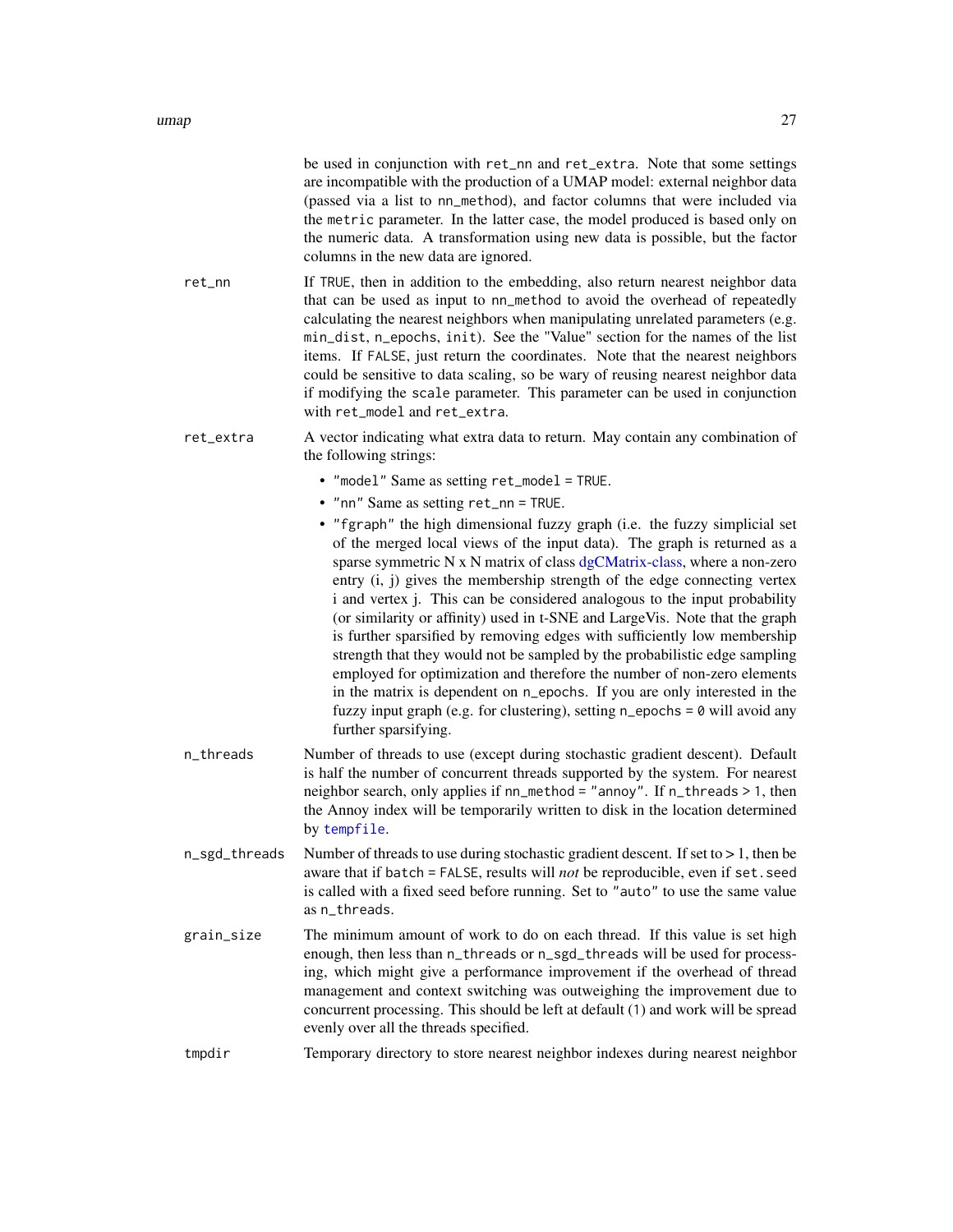be used in conjunction with `ret_nn` and `ret_extra`. Note that some settings are incompatible with the production of a UMAP model: external neighbor data (passed via a list to `nn_method`), and factor columns that were included via the `metric` parameter. In the latter case, the model produced is based only on the numeric data. A transformation using new data is possible, but the factor columns in the new data are ignored.

`ret_nn`
: If `TRUE`, then in addition to the embedding, also return nearest neighbor data that can be used as input to `nn_method` to avoid the overhead of repeatedly calculating the nearest neighbors when manipulating unrelated parameters (e.g. `min_dist`, `n_epochs`, `init`). See the "Value" section for the names of the list items. If `FALSE`, just return the coordinates. Note that the nearest neighbors could be sensitive to data scaling, so be wary of reusing nearest neighbor data if modifying the `scale` parameter. This parameter can be used in conjunction with `ret_model` and `ret_extra`.

`ret_extra`
: A vector indicating what extra data to return. May contain any combination of the following strings:

- `"model"` Same as setting `ret_model = TRUE`.
- `"nn"` Same as setting `ret_nn = TRUE`.
- `"fgraph"` the high dimensional fuzzy graph (i.e. the fuzzy simplicial set of the merged local views of the input data). The graph is returned as a sparse symmetric N x N matrix of class dgCMatrix-class, where a non-zero entry (i, j) gives the membership strength of the edge connecting vertex i and vertex j. This can be considered analogous to the input probability (or similarity or affinity) used in t-SNE and LargeVis. Note that the graph is further sparsified by removing edges with sufficiently low membership strength that they would not be sampled by the probabilistic edge sampling employed for optimization and therefore the number of non-zero elements in the matrix is dependent on `n_epochs`. If you are only interested in the fuzzy input graph (e.g. for clustering), setting `n_epochs = 0` will avoid any further sparsifying.

`n_threads`
: Number of threads to use (except during stochastic gradient descent). Default is half the number of concurrent threads supported by the system. For nearest neighbor search, only applies if `nn_method = "annoy"`. If `n_threads > 1`, then the Annoy index will be temporarily written to disk in the location determined by `tempfile`.

`n_sgd_threads`
: Number of threads to use during stochastic gradient descent. If set to > 1, then be aware that if `batch = FALSE`, results will *not* be reproducible, even if `set.seed` is called with a fixed seed before running. Set to `"auto"` to use the same value as `n_threads`.

`grain_size`
: The minimum amount of work to do on each thread. If this value is set high enough, then less than `n_threads` or `n_sgd_threads` will be used for processing, which might give a performance improvement if the overhead of thread management and context switching was outweighing the improvement due to concurrent processing. This should be left at default (1) and work will be spread evenly over all the threads specified.

`tmpdir`
: Temporary directory to store nearest neighbor indexes during nearest neighbor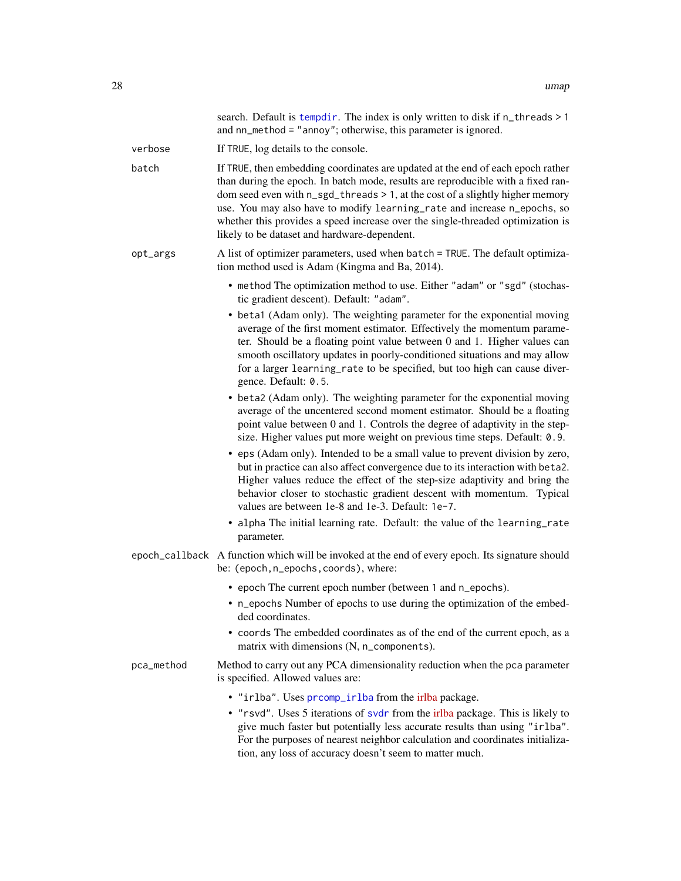search. Default is `tempdir`. The index is only written to disk if `n_threads > 1` and `nn_method = "annoy"`; otherwise, this parameter is ignored.

**verbose** If `TRUE`, log details to the console.

**batch** If `TRUE`, then embedding coordinates are updated at the end of each epoch rather than during the epoch. In batch mode, results are reproducible with a fixed random seed even with `n_sgd_threads > 1`, at the cost of a slightly higher memory use. You may also have to modify `learning_rate` and increase `n_epochs`, so whether this provides a speed increase over the single-threaded optimization is likely to be dataset and hardware-dependent.

**opt_args** A list of optimizer parameters, used when `batch = TRUE`. The default optimization method used is Adam (Kingma and Ba, 2014).

- `method` The optimization method to use. Either `"adam"` or `"sgd"` (stochastic gradient descent). Default: `"adam"`.
- `beta1` (Adam only). The weighting parameter for the exponential moving average of the first moment estimator. Effectively the momentum parameter. Should be a floating point value between 0 and 1. Higher values can smooth oscillatory updates in poorly-conditioned situations and may allow for a larger `learning_rate` to be specified, but too high can cause divergence. Default: `0.5`.
- `beta2` (Adam only). The weighting parameter for the exponential moving average of the uncentered second moment estimator. Should be a floating point value between 0 and 1. Controls the degree of adaptivity in the step-size. Higher values put more weight on previous time steps. Default: `0.9`.
- `eps` (Adam only). Intended to be a small value to prevent division by zero, but in practice can also affect convergence due to its interaction with `beta2`. Higher values reduce the effect of the step-size adaptivity and bring the behavior closer to stochastic gradient descent with momentum. Typical values are between 1e-8 and 1e-3. Default: `1e-7`.
- `alpha` The initial learning rate. Default: the value of the `learning_rate` parameter.

**epoch_callback** A function which will be invoked at the end of every epoch. Its signature should be: `(epoch,n_epochs,coords)`, where:

- `epoch` The current epoch number (between `1` and `n_epochs`).
- `n_epochs` Number of epochs to use during the optimization of the embedded coordinates.
- `coords` The embedded coordinates as of the end of the current epoch, as a matrix with dimensions (N, `n_components`).

**pca_method** Method to carry out any PCA dimensionality reduction when the `pca` parameter is specified. Allowed values are:

- `"irlba"`. Uses `prcomp_irlba` from the irlba package.
- `"rsvd"`. Uses 5 iterations of `svdr` from the irlba package. This is likely to give much faster but potentially less accurate results than using `"irlba"`. For the purposes of nearest neighbor calculation and coordinates initialization, any loss of accuracy doesn't seem to matter much.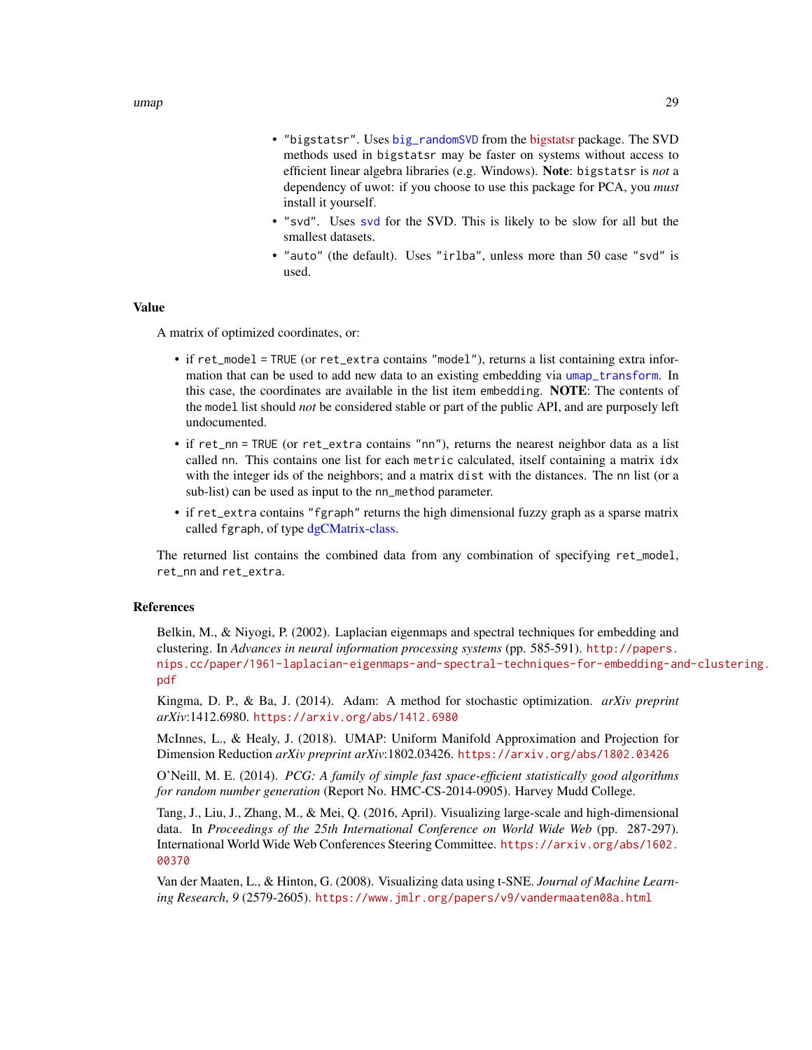- "bigstatsr". Uses big_randomSVD from the bigstatsr package. The SVD methods used in bigstatsr may be faster on systems without access to efficient linear algebra libraries (e.g. Windows). **Note**: bigstatsr is *not* a dependency of uwot: if you choose to use this package for PCA, you *must* install it yourself.
- "svd". Uses svd for the SVD. This is likely to be slow for all but the smallest datasets.
- "auto" (the default). Uses "irlba", unless more than 50 case "svd" is used.

## Value

A matrix of optimized coordinates, or:

- if ret_model = TRUE (or ret_extra contains "model"), returns a list containing extra information that can be used to add new data to an existing embedding via umap_transform. In this case, the coordinates are available in the list item embedding. **NOTE**: The contents of the model list should *not* be considered stable or part of the public API, and are purposely left undocumented.
- if ret_nn = TRUE (or ret_extra contains "nn"), returns the nearest neighbor data as a list called nn. This contains one list for each metric calculated, itself containing a matrix idx with the integer ids of the neighbors; and a matrix dist with the distances. The nn list (or a sub-list) can be used as input to the nn_method parameter.
- if ret_extra contains "fgraph" returns the high dimensional fuzzy graph as a sparse matrix called fgraph, of type dgCMatrix-class.

The returned list contains the combined data from any combination of specifying ret_model, ret_nn and ret_extra.

## References

Belkin, M., & Niyogi, P. (2002). Laplacian eigenmaps and spectral techniques for embedding and clustering. In *Advances in neural information processing systems* (pp. 585-591). http://papers.nips.cc/paper/1961-laplacian-eigenmaps-and-spectral-techniques-for-embedding-and-clustering.pdf

Kingma, D. P., & Ba, J. (2014). Adam: A method for stochastic optimization. *arXiv preprint arXiv*:1412.6980. https://arxiv.org/abs/1412.6980

McInnes, L., & Healy, J. (2018). UMAP: Uniform Manifold Approximation and Projection for Dimension Reduction *arXiv preprint arXiv*:1802.03426. https://arxiv.org/abs/1802.03426

O'Neill, M. E. (2014). *PCG: A family of simple fast space-efficient statistically good algorithms for random number generation* (Report No. HMC-CS-2014-0905). Harvey Mudd College.

Tang, J., Liu, J., Zhang, M., & Mei, Q. (2016, April). Visualizing large-scale and high-dimensional data. In *Proceedings of the 25th International Conference on World Wide Web* (pp. 287-297). International World Wide Web Conferences Steering Committee. https://arxiv.org/abs/1602.00370

Van der Maaten, L., & Hinton, G. (2008). Visualizing data using t-SNE. *Journal of Machine Learning Research*, *9* (2579-2605). https://www.jmlr.org/papers/v9/vandermaaten08a.html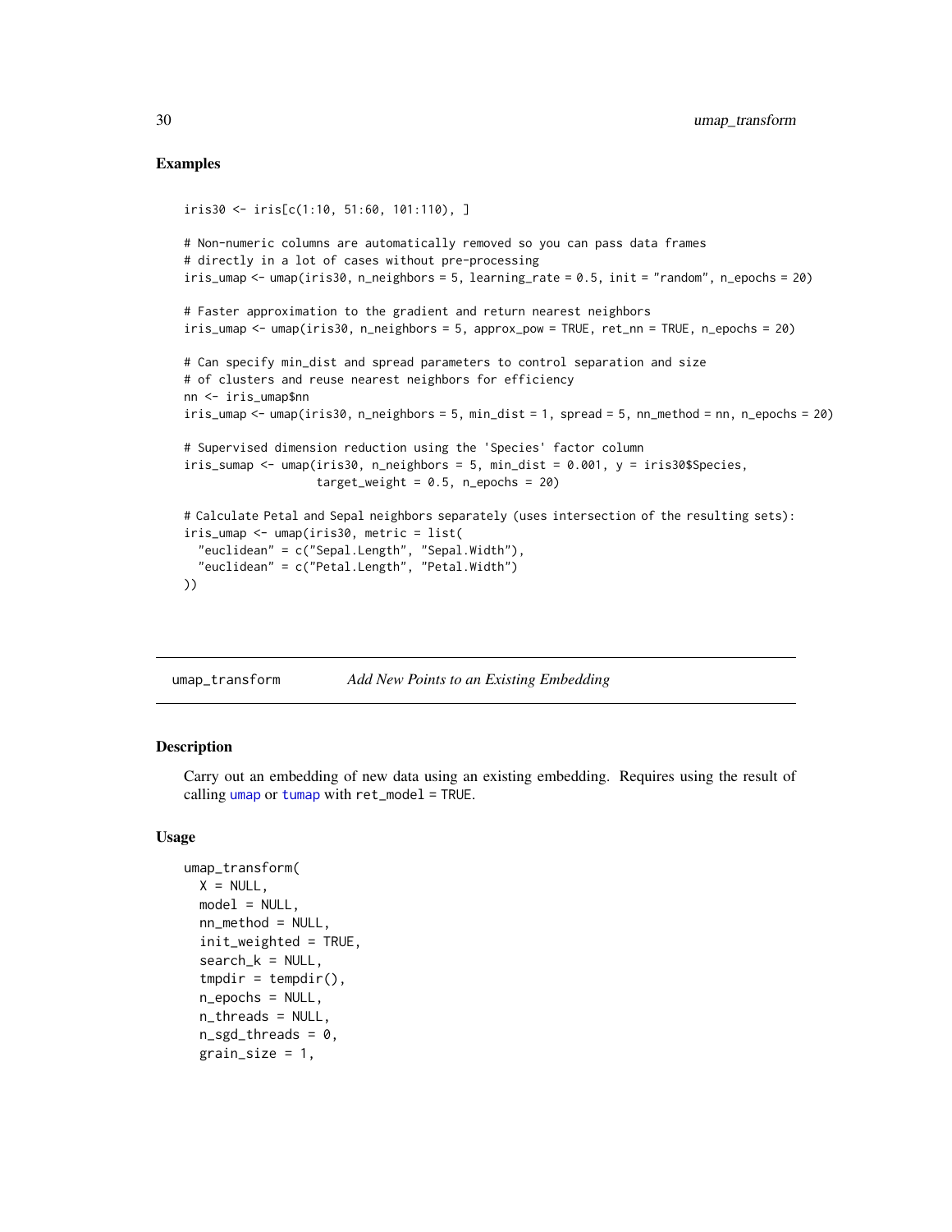## Examples

```
iris30 <- iris[c(1:10, 51:60, 101:110), ]

# Non-numeric columns are automatically removed so you can pass data frames
# directly in a lot of cases without pre-processing
iris_umap <- umap(iris30, n_neighbors = 5, learning_rate = 0.5, init = "random", n_epochs = 20)

# Faster approximation to the gradient and return nearest neighbors
iris_umap <- umap(iris30, n_neighbors = 5, approx_pow = TRUE, ret_nn = TRUE, n_epochs = 20)

# Can specify min_dist and spread parameters to control separation and size
# of clusters and reuse nearest neighbors for efficiency
nn <- iris_umap$nn
iris_umap <- umap(iris30, n_neighbors = 5, min_dist = 1, spread = 5, nn_method = nn, n_epochs = 20)

# Supervised dimension reduction using the 'Species' factor column
iris_sumap <- umap(iris30, n_neighbors = 5, min_dist = 0.001, y = iris30$Species,
                   target_weight = 0.5, n_epochs = 20)

# Calculate Petal and Sepal neighbors separately (uses intersection of the resulting sets):
iris_umap <- umap(iris30, metric = list(
  "euclidean" = c("Sepal.Length", "Sepal.Width"),
  "euclidean" = c("Petal.Length", "Petal.Width")
))
```

---

# umap_transform — *Add New Points to an Existing Embedding*

---

## Description

Carry out an embedding of new data using an existing embedding. Requires using the result of calling umap or tumap with ret_model = TRUE.

## Usage

```
umap_transform(
  X = NULL,
  model = NULL,
  nn_method = NULL,
  init_weighted = TRUE,
  search_k = NULL,
  tmpdir = tempdir(),
  n_epochs = NULL,
  n_threads = NULL,
  n_sgd_threads = 0,
  grain_size = 1,
```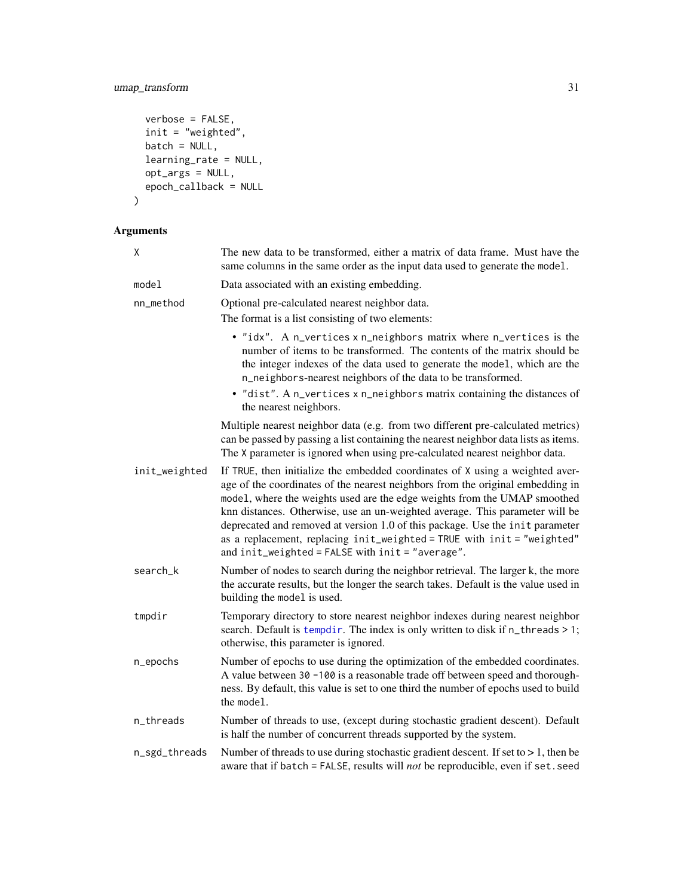```
  verbose = FALSE,
  init = "weighted",
  batch = NULL,
  learning_rate = NULL,
  opt_args = NULL,
  epoch_callback = NULL
)
```

## Arguments

**X** The new data to be transformed, either a matrix of data frame. Must have the same columns in the same order as the input data used to generate the `model`.

**model** Data associated with an existing embedding.

**nn_method** Optional pre-calculated nearest neighbor data.
The format is a list consisting of two elements:

- `"idx"`. A `n_vertices` x `n_neighbors` matrix where `n_vertices` is the number of items to be transformed. The contents of the matrix should be the integer indexes of the data used to generate the `model`, which are the `n_neighbors`-nearest neighbors of the data to be transformed.
- `"dist"`. A `n_vertices` x `n_neighbors` matrix containing the distances of the nearest neighbors.

Multiple nearest neighbor data (e.g. from two different pre-calculated metrics) can be passed by passing a list containing the nearest neighbor data lists as items. The `X` parameter is ignored when using pre-calculated nearest neighbor data.

**init_weighted** If `TRUE`, then initialize the embedded coordinates of `X` using a weighted average of the coordinates of the nearest neighbors from the original embedding in `model`, where the weights used are the edge weights from the UMAP smoothed knn distances. Otherwise, use an un-weighted average. This parameter will be deprecated and removed at version 1.0 of this package. Use the `init` parameter as a replacement, replacing `init_weighted = TRUE` with `init = "weighted"` and `init_weighted = FALSE` with `init = "average"`.

**search_k** Number of nodes to search during the neighbor retrieval. The larger k, the more the accurate results, but the longer the search takes. Default is the value used in building the `model` is used.

**tmpdir** Temporary directory to store nearest neighbor indexes during nearest neighbor search. Default is `tempdir`. The index is only written to disk if `n_threads > 1`; otherwise, this parameter is ignored.

**n_epochs** Number of epochs to use during the optimization of the embedded coordinates. A value between `30 - 100` is a reasonable trade off between speed and thoroughness. By default, this value is set to one third the number of epochs used to build the `model`.

**n_threads** Number of threads to use, (except during stochastic gradient descent). Default is half the number of concurrent threads supported by the system.

**n_sgd_threads** Number of threads to use during stochastic gradient descent. If set to > 1, then be aware that if `batch = FALSE`, results will *not* be reproducible, even if `set.seed`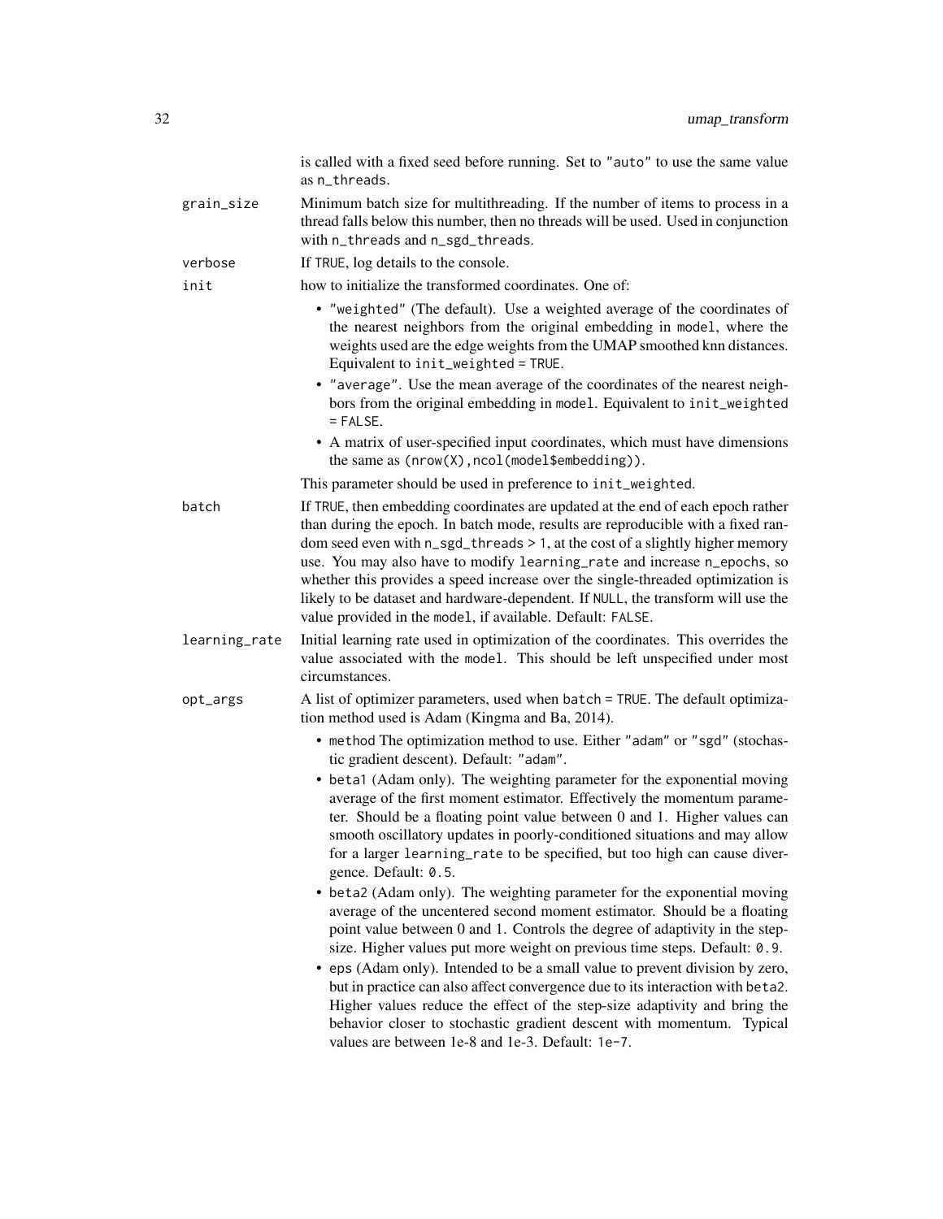is called with a fixed seed before running. Set to "auto" to use the same value as `n_threads`.

`grain_size`
: Minimum batch size for multithreading. If the number of items to process in a thread falls below this number, then no threads will be used. Used in conjunction with `n_threads` and `n_sgd_threads`.

`verbose`
: If `TRUE`, log details to the console.

`init`
: how to initialize the transformed coordinates. One of:

  - "weighted" (The default). Use a weighted average of the coordinates of the nearest neighbors from the original embedding in `model`, where the weights used are the edge weights from the UMAP smoothed knn distances. Equivalent to `init_weighted = TRUE`.
  - "average". Use the mean average of the coordinates of the nearest neighbors from the original embedding in `model`. Equivalent to `init_weighted = FALSE`.
  - A matrix of user-specified input coordinates, which must have dimensions the same as `(nrow(X),ncol(model$embedding))`.

  This parameter should be used in preference to `init_weighted`.

`batch`
: If `TRUE`, then embedding coordinates are updated at the end of each epoch rather than during the epoch. In batch mode, results are reproducible with a fixed random seed even with `n_sgd_threads > 1`, at the cost of a slightly higher memory use. You may also have to modify `learning_rate` and increase `n_epochs`, so whether this provides a speed increase over the single-threaded optimization is likely to be dataset and hardware-dependent. If `NULL`, the transform will use the value provided in the `model`, if available. Default: `FALSE`.

`learning_rate`
: Initial learning rate used in optimization of the coordinates. This overrides the value associated with the `model`. This should be left unspecified under most circumstances.

`opt_args`
: A list of optimizer parameters, used when `batch = TRUE`. The default optimization method used is Adam (Kingma and Ba, 2014).

  - `method` The optimization method to use. Either "adam" or "sgd" (stochastic gradient descent). Default: "adam".
  - `beta1` (Adam only). The weighting parameter for the exponential moving average of the first moment estimator. Effectively the momentum parameter. Should be a floating point value between 0 and 1. Higher values can smooth oscillatory updates in poorly-conditioned situations and may allow for a larger `learning_rate` to be specified, but too high can cause divergence. Default: `0.5`.
  - `beta2` (Adam only). The weighting parameter for the exponential moving average of the uncentered second moment estimator. Should be a floating point value between 0 and 1. Controls the degree of adaptivity in the step-size. Higher values put more weight on previous time steps. Default: `0.9`.
  - `eps` (Adam only). Intended to be a small value to prevent division by zero, but in practice can also affect convergence due to its interaction with `beta2`. Higher values reduce the effect of the step-size adaptivity and bring the behavior closer to stochastic gradient descent with momentum. Typical values are between 1e-8 and 1e-3. Default: `1e-7`.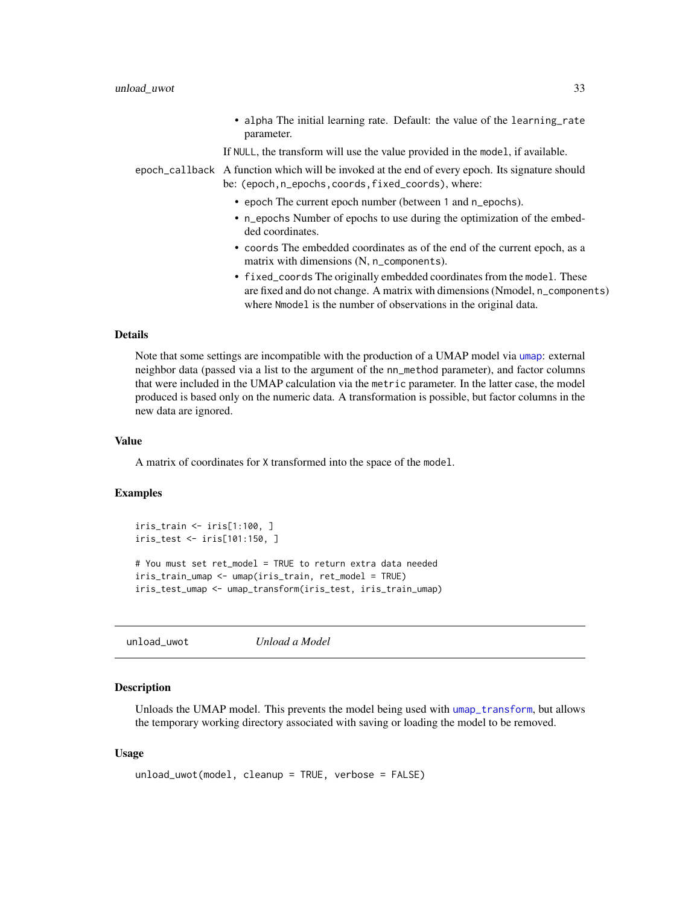- alpha The initial learning rate. Default: the value of the learning_rate parameter.

If NULL, the transform will use the value provided in the model, if available.

epoch_callback
: A function which will be invoked at the end of every epoch. Its signature should be: (epoch,n_epochs,coords,fixed_coords), where:

- epoch The current epoch number (between 1 and n_epochs).
- n_epochs Number of epochs to use during the optimization of the embedded coordinates.
- coords The embedded coordinates as of the end of the current epoch, as a matrix with dimensions (N, n_components).
- fixed_coords The originally embedded coordinates from the model. These are fixed and do not change. A matrix with dimensions (Nmodel, n_components) where Nmodel is the number of observations in the original data.

### Details

Note that some settings are incompatible with the production of a UMAP model via umap: external neighbor data (passed via a list to the argument of the nn_method parameter), and factor columns that were included in the UMAP calculation via the metric parameter. In the latter case, the model produced is based only on the numeric data. A transformation is possible, but factor columns in the new data are ignored.

### Value

A matrix of coordinates for X transformed into the space of the model.

### Examples

```
iris_train <- iris[1:100, ]
iris_test <- iris[101:150, ]

# You must set ret_model = TRUE to return extra data needed
iris_train_umap <- umap(iris_train, ret_model = TRUE)
iris_test_umap <- umap_transform(iris_test, iris_train_umap)
```

## unload_uwot — *Unload a Model*

### Description

Unloads the UMAP model. This prevents the model being used with umap_transform, but allows the temporary working directory associated with saving or loading the model to be removed.

### Usage

```
unload_uwot(model, cleanup = TRUE, verbose = FALSE)
```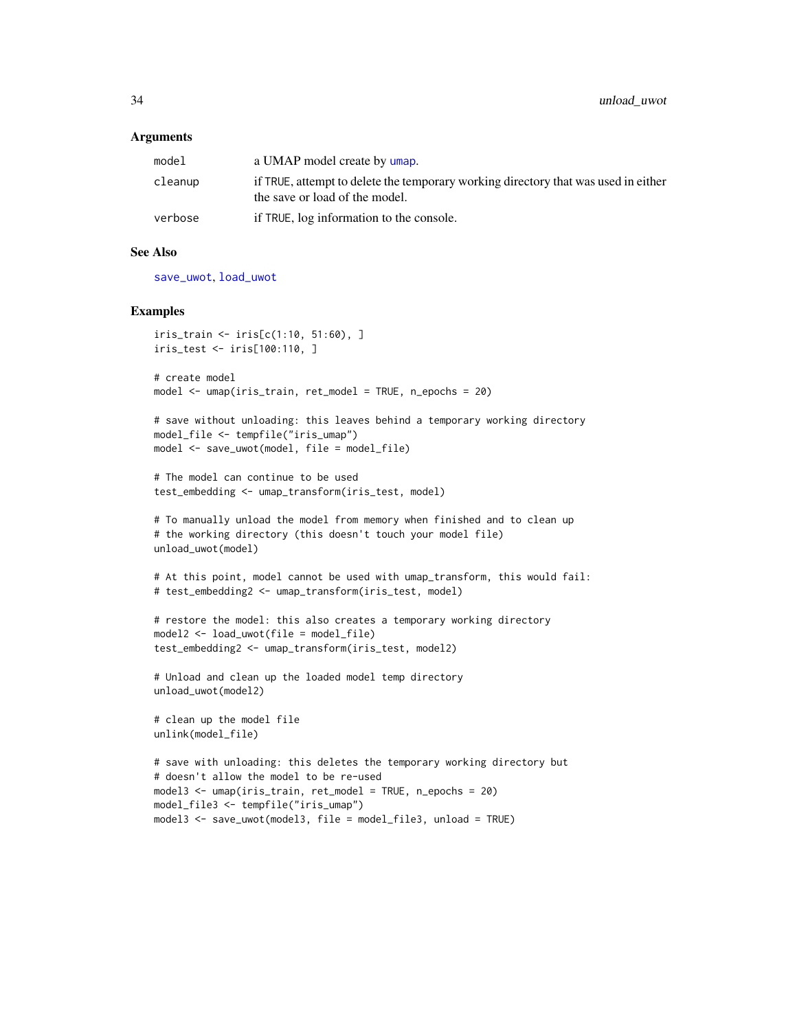### Arguments

| | |
|---|---|
| model | a UMAP model create by umap. |
| cleanup | if TRUE, attempt to delete the temporary working directory that was used in either the save or load of the model. |
| verbose | if TRUE, log information to the console. |

### See Also

save_uwot, load_uwot

### Examples

```
iris_train <- iris[c(1:10, 51:60), ]
iris_test <- iris[100:110, ]

# create model
model <- umap(iris_train, ret_model = TRUE, n_epochs = 20)

# save without unloading: this leaves behind a temporary working directory
model_file <- tempfile("iris_umap")
model <- save_uwot(model, file = model_file)

# The model can continue to be used
test_embedding <- umap_transform(iris_test, model)

# To manually unload the model from memory when finished and to clean up
# the working directory (this doesn't touch your model file)
unload_uwot(model)

# At this point, model cannot be used with umap_transform, this would fail:
# test_embedding2 <- umap_transform(iris_test, model)

# restore the model: this also creates a temporary working directory
model2 <- load_uwot(file = model_file)
test_embedding2 <- umap_transform(iris_test, model2)

# Unload and clean up the loaded model temp directory
unload_uwot(model2)

# clean up the model file
unlink(model_file)

# save with unloading: this deletes the temporary working directory but
# doesn't allow the model to be re-used
model3 <- umap(iris_train, ret_model = TRUE, n_epochs = 20)
model_file3 <- tempfile("iris_umap")
model3 <- save_uwot(model3, file = model_file3, unload = TRUE)
```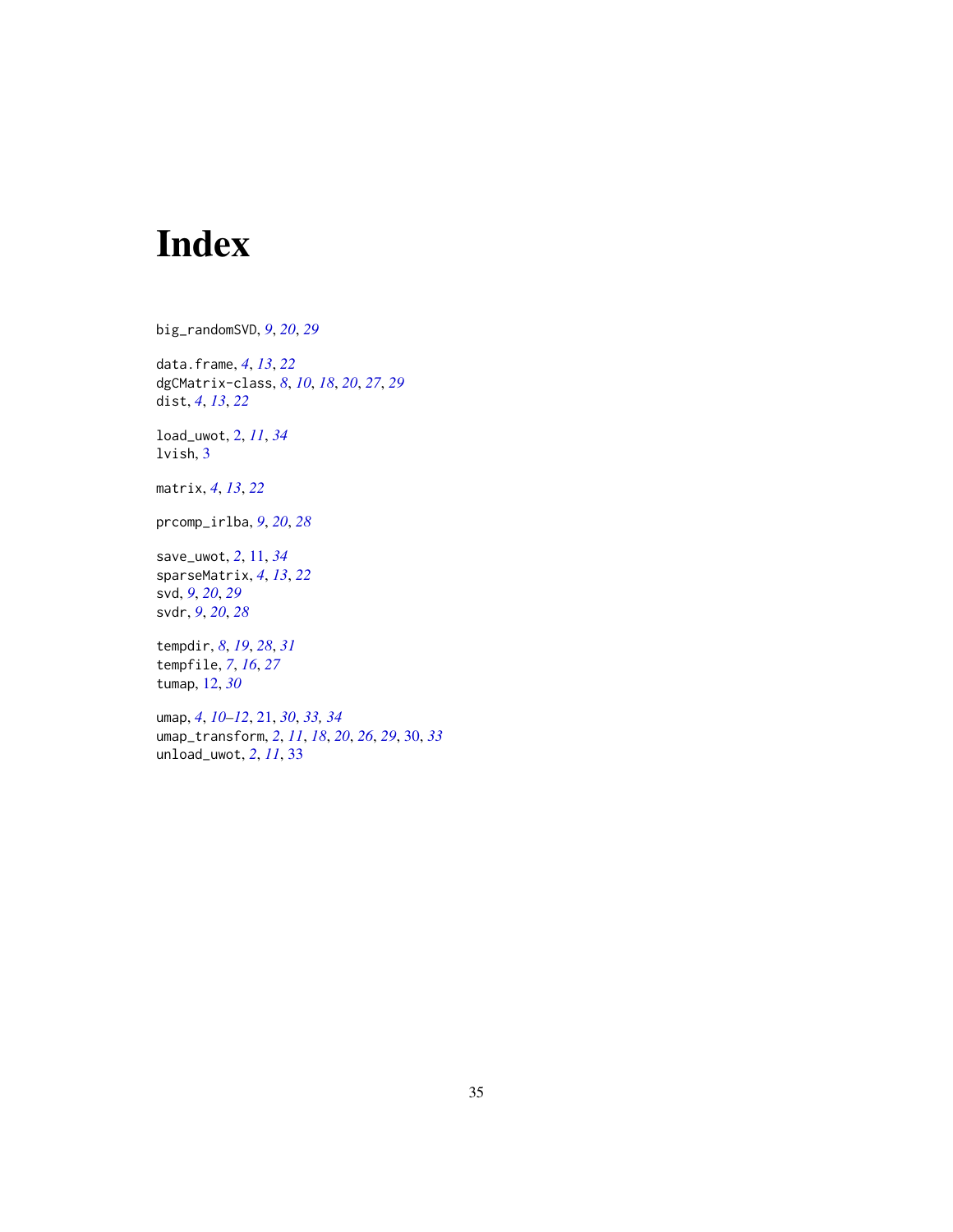# Index

big_randomSVD, *9*, *20*, *29*

data.frame, *4*, *13*, *22*
dgCMatrix-class, *8*, *10*, *18*, *20*, *27*, *29*
dist, *4*, *13*, *22*

load_uwot, 2, *11*, *34*
lvish, 3

matrix, *4*, *13*, *22*

prcomp_irlba, *9*, *20*, *28*

save_uwot, *2*, 11, *34*
sparseMatrix, *4*, *13*, *22*
svd, *9*, *20*, *29*
svdr, *9*, *20*, *28*

tempdir, *8*, *19*, *28*, *31*
tempfile, *7*, *16*, *27*
tumap, 12, *30*

umap, *4*, *10–12*, 21, *30*, *33, 34*
umap_transform, *2*, *11*, *18*, *20*, *26*, *29*, 30, *33*
unload_uwot, *2*, *11*, 33